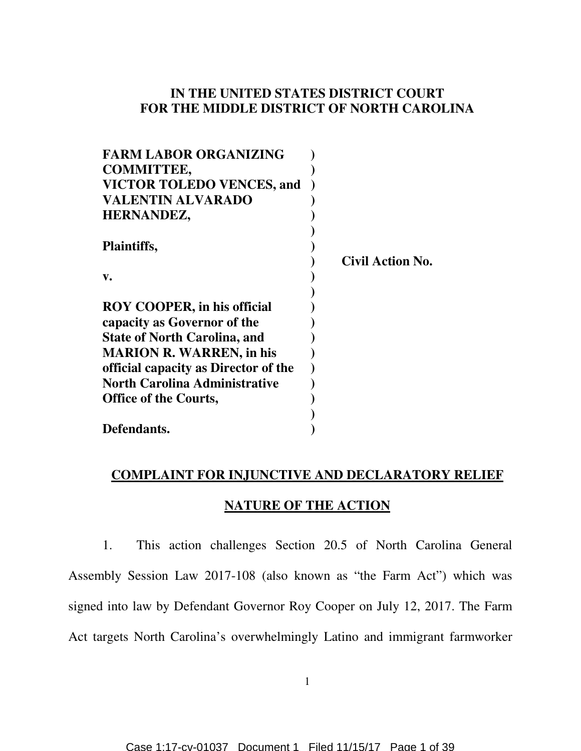**IN THE UNITED STATES DISTRICT COURT**
**FOR THE MIDDLE DISTRICT OF NORTH CAROLINA**

| | | |
|---|---|---|
| **FARM LABOR ORGANIZING COMMITTEE, VICTOR TOLEDO VENCES, and VALENTIN ALVARADO HERNANDEZ,** | ) | |
| | ) | |
| **Plaintiffs,** | ) | **Civil Action No.** |
| | ) | |
| **v.** | ) | |
| | ) | |
| **ROY COOPER, in his official capacity as Governor of the State of North Carolina, and MARION R. WARREN, in his official capacity as Director of the North Carolina Administrative Office of the Courts,** | ) | |
| | ) | |
| **Defendants.** | ) | |

## COMPLAINT FOR INJUNCTIVE AND DECLARATORY RELIEF

## NATURE OF THE ACTION

1. This action challenges Section 20.5 of North Carolina General Assembly Session Law 2017-108 (also known as "the Farm Act") which was signed into law by Defendant Governor Roy Cooper on July 12, 2017. The Farm Act targets North Carolina's overwhelmingly Latino and immigrant farmworker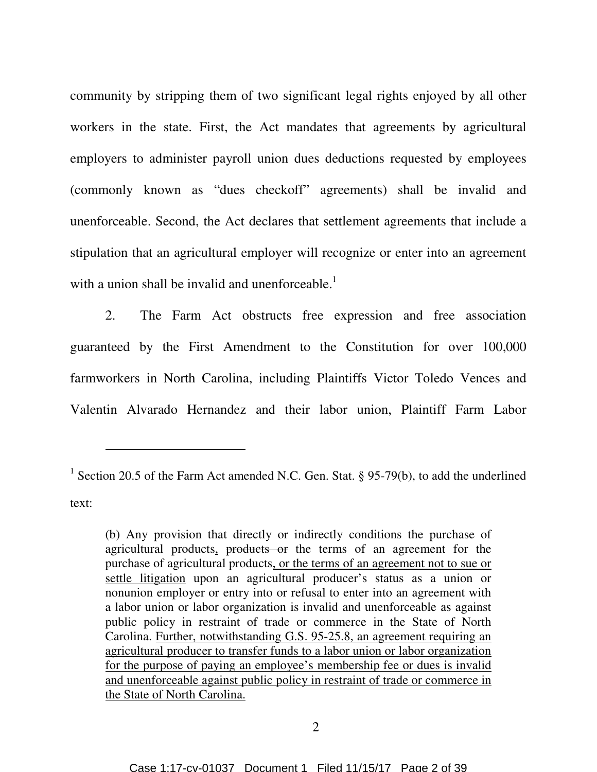community by stripping them of two significant legal rights enjoyed by all other workers in the state. First, the Act mandates that agreements by agricultural employers to administer payroll union dues deductions requested by employees (commonly known as "dues checkoff" agreements) shall be invalid and unenforceable. Second, the Act declares that settlement agreements that include a stipulation that an agricultural employer will recognize or enter into an agreement with a union shall be invalid and unenforceable.[1]

2. The Farm Act obstructs free expression and free association guaranteed by the First Amendment to the Constitution for over 100,000 farmworkers in North Carolina, including Plaintiffs Victor Toledo Vences and Valentin Alvarado Hernandez and their labor union, Plaintiff Farm Labor

---

[1] Section 20.5 of the Farm Act amended N.C. Gen. Stat. § 95-79(b), to add the underlined text:

> (b) Any provision that directly or indirectly conditions the purchase of agricultural products<u>,</u> ~~products or~~ the terms of an agreement for the purchase of agricultural products<u>, or the terms of an agreement not to sue or settle litigation</u> upon an agricultural producer's status as a union or nonunion employer or entry into or refusal to enter into an agreement with a labor union or labor organization is invalid and unenforceable as against public policy in restraint of trade or commerce in the State of North Carolina. <u>Further, notwithstanding G.S. 95-25.8, an agreement requiring an agricultural producer to transfer funds to a labor union or labor organization for the purpose of paying an employee's membership fee or dues is invalid and unenforceable against public policy in restraint of trade or commerce in the State of North Carolina.</u>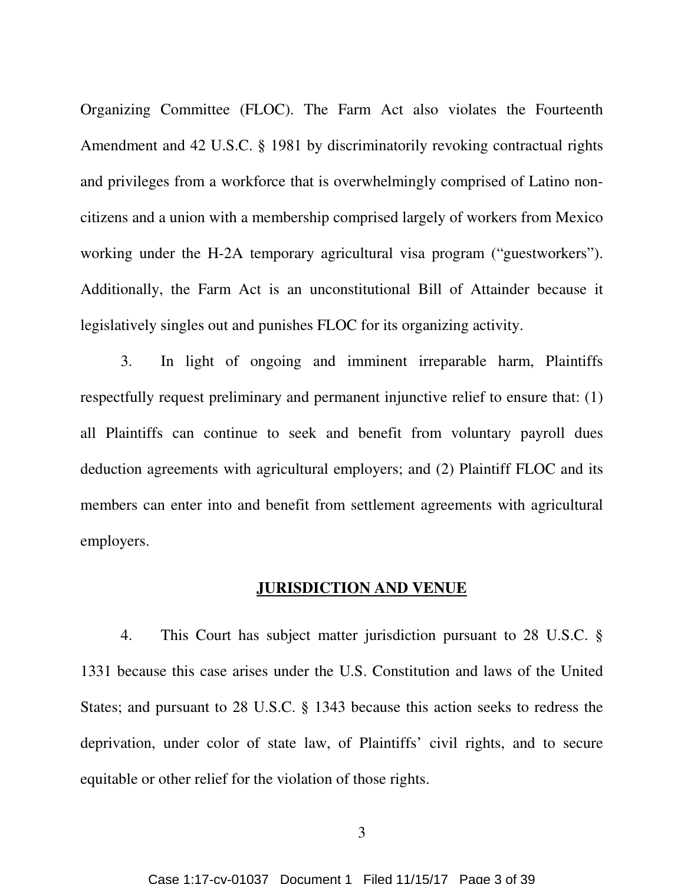Organizing Committee (FLOC). The Farm Act also violates the Fourteenth Amendment and 42 U.S.C. § 1981 by discriminatorily revoking contractual rights and privileges from a workforce that is overwhelmingly comprised of Latino non-citizens and a union with a membership comprised largely of workers from Mexico working under the H-2A temporary agricultural visa program ("guestworkers"). Additionally, the Farm Act is an unconstitutional Bill of Attainder because it legislatively singles out and punishes FLOC for its organizing activity.

3. In light of ongoing and imminent irreparable harm, Plaintiffs respectfully request preliminary and permanent injunctive relief to ensure that: (1) all Plaintiffs can continue to seek and benefit from voluntary payroll dues deduction agreements with agricultural employers; and (2) Plaintiff FLOC and its members can enter into and benefit from settlement agreements with agricultural employers.

## JURISDICTION AND VENUE

4. This Court has subject matter jurisdiction pursuant to 28 U.S.C. § 1331 because this case arises under the U.S. Constitution and laws of the United States; and pursuant to 28 U.S.C. § 1343 because this action seeks to redress the deprivation, under color of state law, of Plaintiffs' civil rights, and to secure equitable or other relief for the violation of those rights.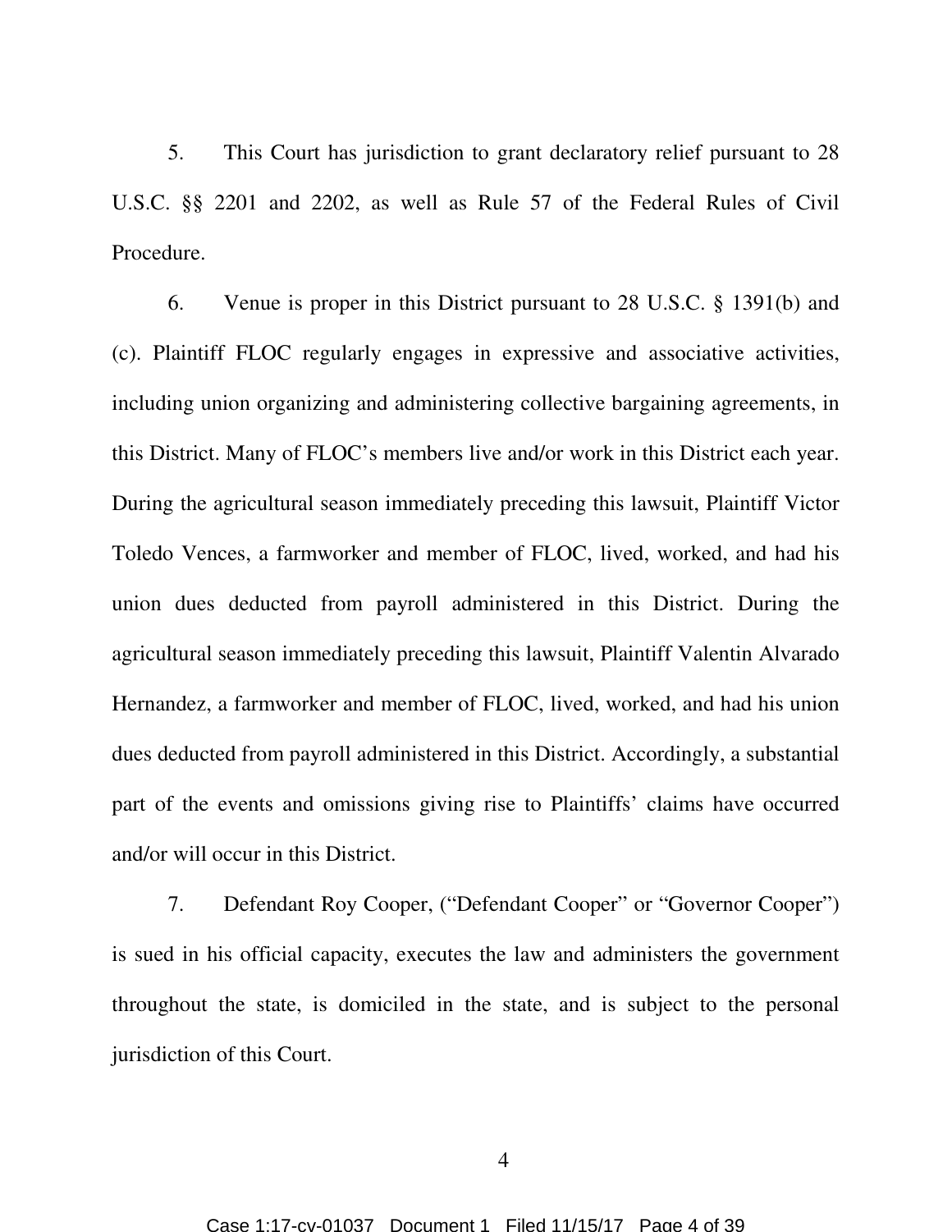5. This Court has jurisdiction to grant declaratory relief pursuant to 28 U.S.C. §§ 2201 and 2202, as well as Rule 57 of the Federal Rules of Civil Procedure.

6. Venue is proper in this District pursuant to 28 U.S.C. § 1391(b) and (c). Plaintiff FLOC regularly engages in expressive and associative activities, including union organizing and administering collective bargaining agreements, in this District. Many of FLOC's members live and/or work in this District each year. During the agricultural season immediately preceding this lawsuit, Plaintiff Victor Toledo Vences, a farmworker and member of FLOC, lived, worked, and had his union dues deducted from payroll administered in this District. During the agricultural season immediately preceding this lawsuit, Plaintiff Valentin Alvarado Hernandez, a farmworker and member of FLOC, lived, worked, and had his union dues deducted from payroll administered in this District. Accordingly, a substantial part of the events and omissions giving rise to Plaintiffs' claims have occurred and/or will occur in this District.

7. Defendant Roy Cooper, ("Defendant Cooper" or "Governor Cooper") is sued in his official capacity, executes the law and administers the government throughout the state, is domiciled in the state, and is subject to the personal jurisdiction of this Court.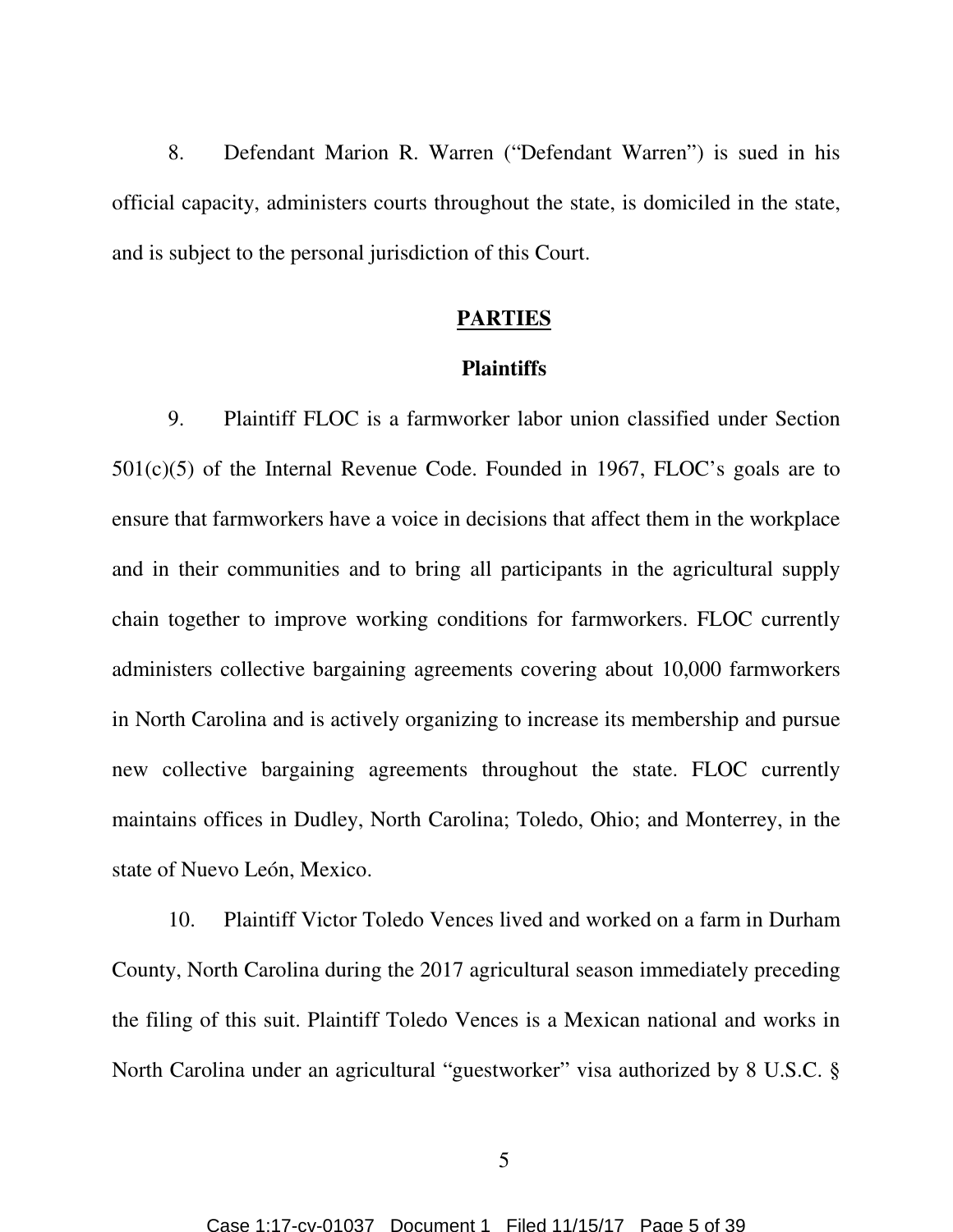8. Defendant Marion R. Warren ("Defendant Warren") is sued in his official capacity, administers courts throughout the state, is domiciled in the state, and is subject to the personal jurisdiction of this Court.

## PARTIES

### Plaintiffs

9. Plaintiff FLOC is a farmworker labor union classified under Section 501(c)(5) of the Internal Revenue Code. Founded in 1967, FLOC's goals are to ensure that farmworkers have a voice in decisions that affect them in the workplace and in their communities and to bring all participants in the agricultural supply chain together to improve working conditions for farmworkers. FLOC currently administers collective bargaining agreements covering about 10,000 farmworkers in North Carolina and is actively organizing to increase its membership and pursue new collective bargaining agreements throughout the state. FLOC currently maintains offices in Dudley, North Carolina; Toledo, Ohio; and Monterrey, in the state of Nuevo León, Mexico.

10. Plaintiff Victor Toledo Vences lived and worked on a farm in Durham County, North Carolina during the 2017 agricultural season immediately preceding the filing of this suit. Plaintiff Toledo Vences is a Mexican national and works in North Carolina under an agricultural "guestworker" visa authorized by 8 U.S.C. §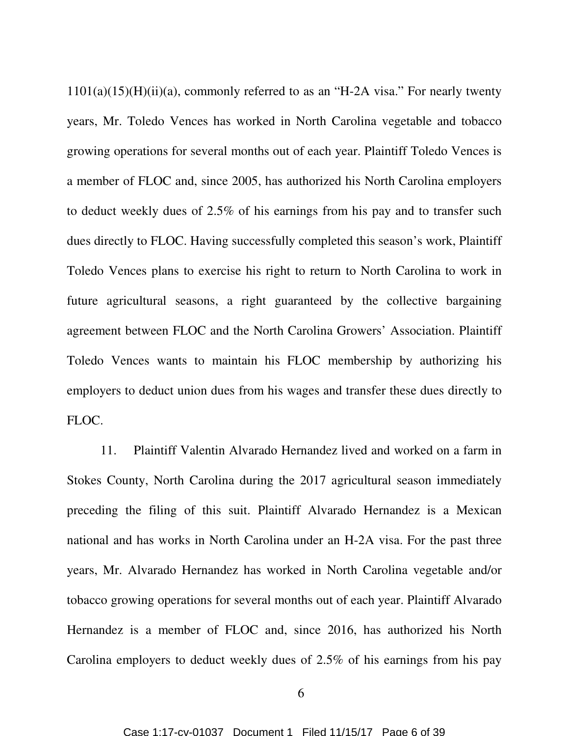1101(a)(15)(H)(ii)(a), commonly referred to as an "H-2A visa." For nearly twenty years, Mr. Toledo Vences has worked in North Carolina vegetable and tobacco growing operations for several months out of each year. Plaintiff Toledo Vences is a member of FLOC and, since 2005, has authorized his North Carolina employers to deduct weekly dues of 2.5% of his earnings from his pay and to transfer such dues directly to FLOC. Having successfully completed this season's work, Plaintiff Toledo Vences plans to exercise his right to return to North Carolina to work in future agricultural seasons, a right guaranteed by the collective bargaining agreement between FLOC and the North Carolina Growers' Association. Plaintiff Toledo Vences wants to maintain his FLOC membership by authorizing his employers to deduct union dues from his wages and transfer these dues directly to FLOC.

11. Plaintiff Valentin Alvarado Hernandez lived and worked on a farm in Stokes County, North Carolina during the 2017 agricultural season immediately preceding the filing of this suit. Plaintiff Alvarado Hernandez is a Mexican national and has works in North Carolina under an H-2A visa. For the past three years, Mr. Alvarado Hernandez has worked in North Carolina vegetable and/or tobacco growing operations for several months out of each year. Plaintiff Alvarado Hernandez is a member of FLOC and, since 2016, has authorized his North Carolina employers to deduct weekly dues of 2.5% of his earnings from his pay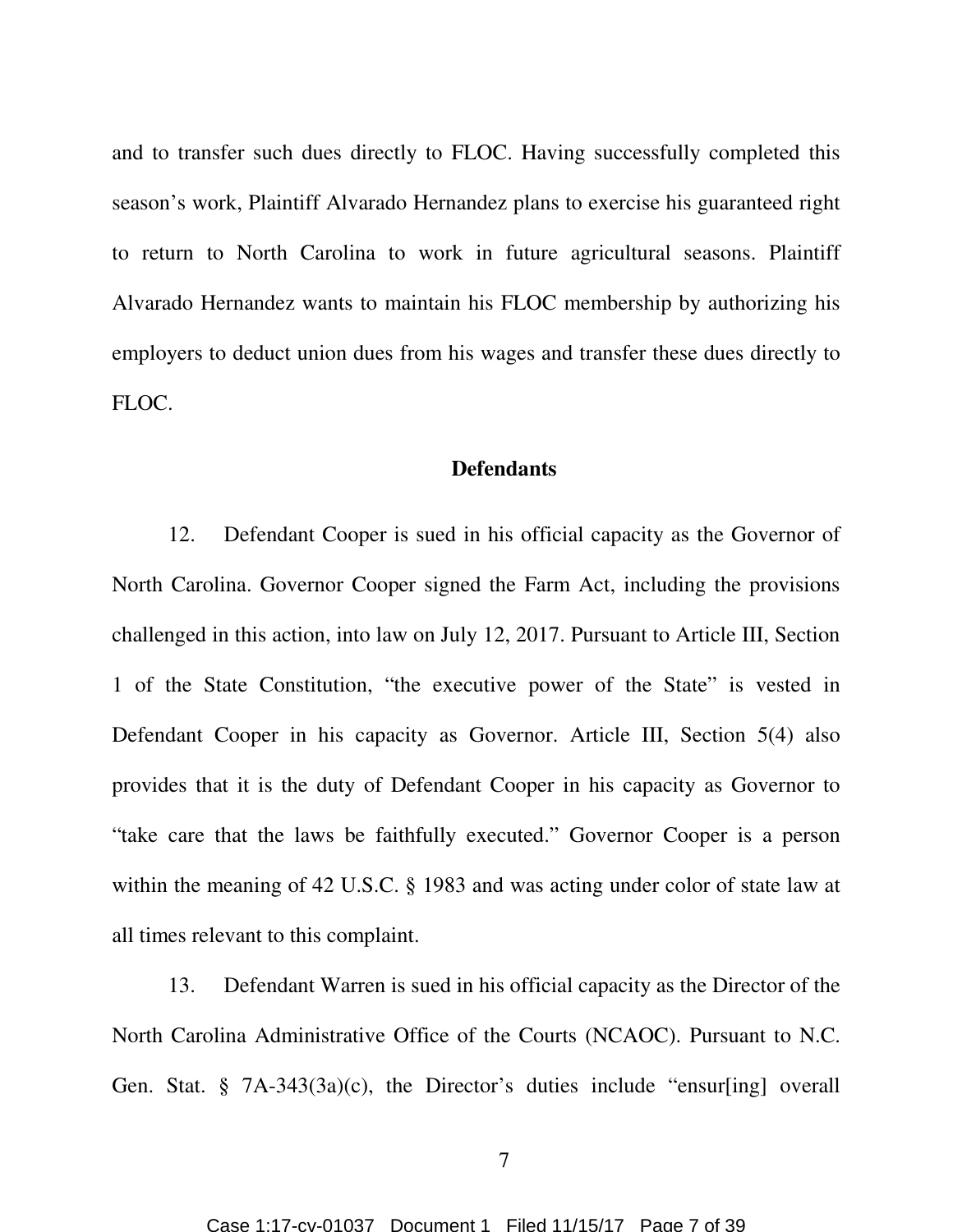and to transfer such dues directly to FLOC. Having successfully completed this season's work, Plaintiff Alvarado Hernandez plans to exercise his guaranteed right to return to North Carolina to work in future agricultural seasons. Plaintiff Alvarado Hernandez wants to maintain his FLOC membership by authorizing his employers to deduct union dues from his wages and transfer these dues directly to FLOC.

**Defendants**

12. Defendant Cooper is sued in his official capacity as the Governor of North Carolina. Governor Cooper signed the Farm Act, including the provisions challenged in this action, into law on July 12, 2017. Pursuant to Article III, Section 1 of the State Constitution, "the executive power of the State" is vested in Defendant Cooper in his capacity as Governor. Article III, Section 5(4) also provides that it is the duty of Defendant Cooper in his capacity as Governor to "take care that the laws be faithfully executed." Governor Cooper is a person within the meaning of 42 U.S.C. § 1983 and was acting under color of state law at all times relevant to this complaint.

13. Defendant Warren is sued in his official capacity as the Director of the North Carolina Administrative Office of the Courts (NCAOC). Pursuant to N.C. Gen. Stat. § 7A-343(3a)(c), the Director's duties include "ensur[ing] overall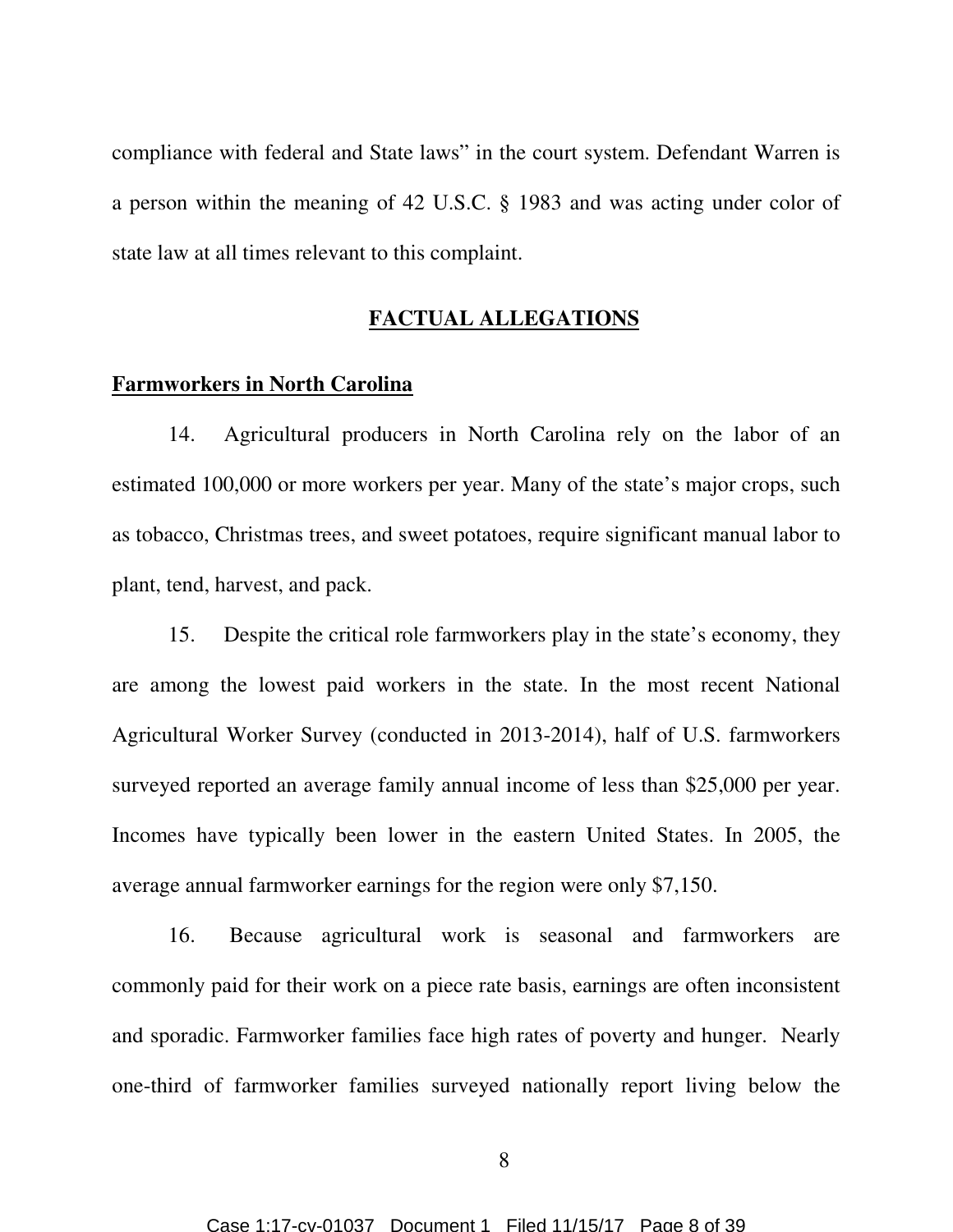compliance with federal and State laws" in the court system. Defendant Warren is a person within the meaning of 42 U.S.C. § 1983 and was acting under color of state law at all times relevant to this complaint.

## **FACTUAL ALLEGATIONS**

### **Farmworkers in North Carolina**

14. Agricultural producers in North Carolina rely on the labor of an estimated 100,000 or more workers per year. Many of the state's major crops, such as tobacco, Christmas trees, and sweet potatoes, require significant manual labor to plant, tend, harvest, and pack.

15. Despite the critical role farmworkers play in the state's economy, they are among the lowest paid workers in the state. In the most recent National Agricultural Worker Survey (conducted in 2013-2014), half of U.S. farmworkers surveyed reported an average family annual income of less than $25,000 per year. Incomes have typically been lower in the eastern United States. In 2005, the average annual farmworker earnings for the region were only $7,150.

16. Because agricultural work is seasonal and farmworkers are commonly paid for their work on a piece rate basis, earnings are often inconsistent and sporadic. Farmworker families face high rates of poverty and hunger. Nearly one-third of farmworker families surveyed nationally report living below the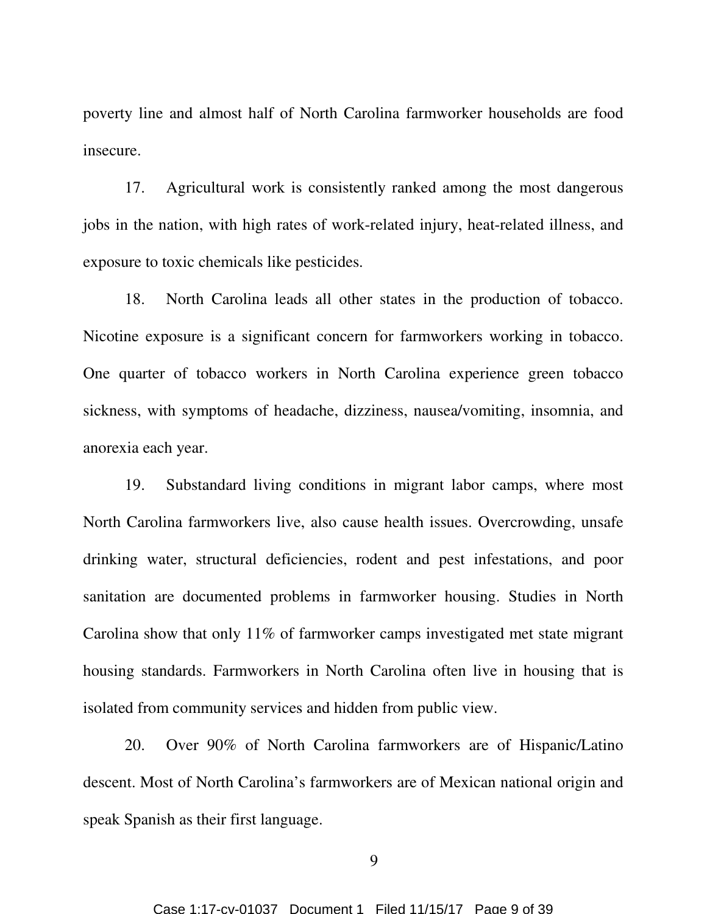poverty line and almost half of North Carolina farmworker households are food insecure.

17. Agricultural work is consistently ranked among the most dangerous jobs in the nation, with high rates of work-related injury, heat-related illness, and exposure to toxic chemicals like pesticides.

18. North Carolina leads all other states in the production of tobacco. Nicotine exposure is a significant concern for farmworkers working in tobacco. One quarter of tobacco workers in North Carolina experience green tobacco sickness, with symptoms of headache, dizziness, nausea/vomiting, insomnia, and anorexia each year.

19. Substandard living conditions in migrant labor camps, where most North Carolina farmworkers live, also cause health issues. Overcrowding, unsafe drinking water, structural deficiencies, rodent and pest infestations, and poor sanitation are documented problems in farmworker housing. Studies in North Carolina show that only 11% of farmworker camps investigated met state migrant housing standards. Farmworkers in North Carolina often live in housing that is isolated from community services and hidden from public view.

20. Over 90% of North Carolina farmworkers are of Hispanic/Latino descent. Most of North Carolina's farmworkers are of Mexican national origin and speak Spanish as their first language.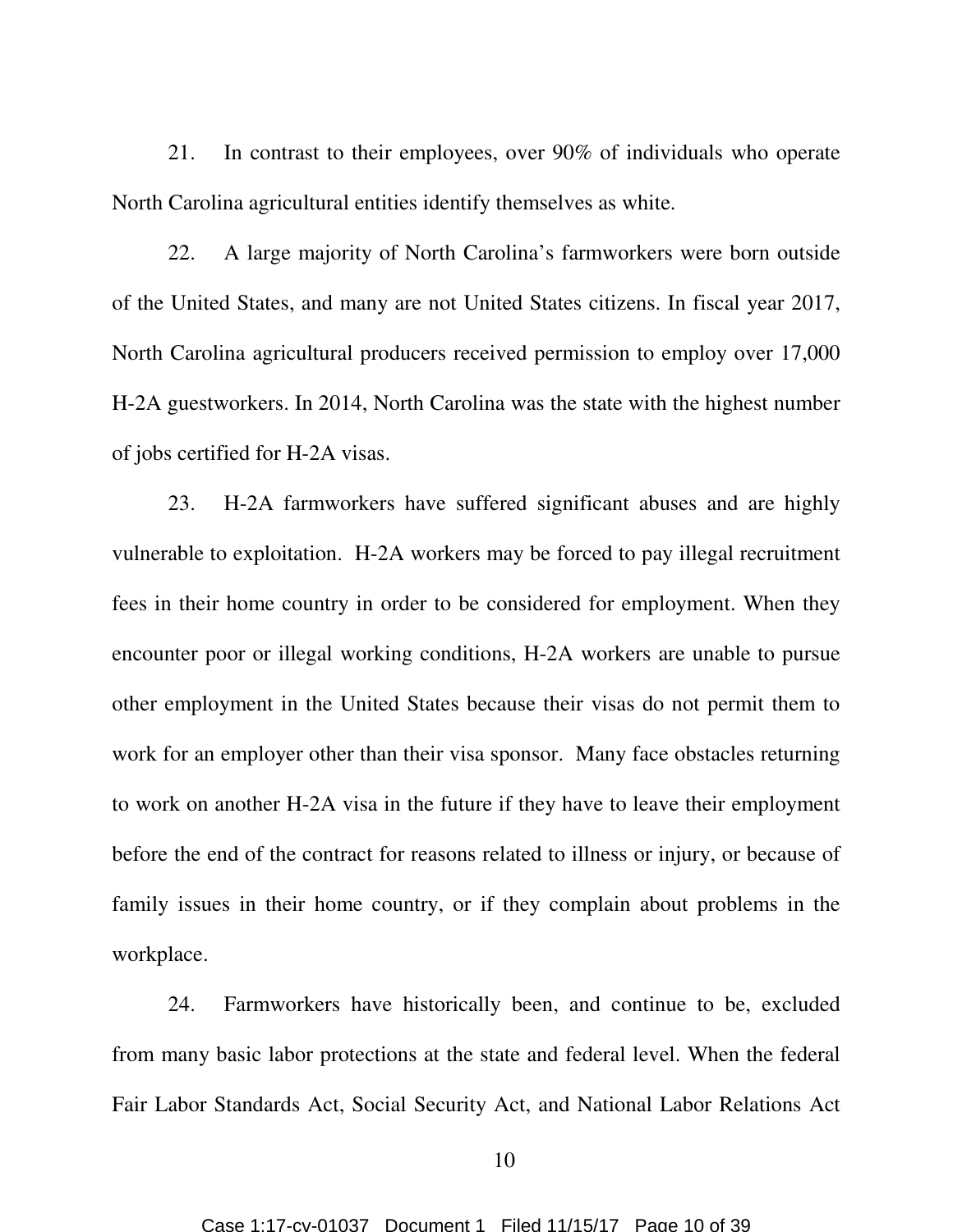21. In contrast to their employees, over 90% of individuals who operate North Carolina agricultural entities identify themselves as white.

22. A large majority of North Carolina's farmworkers were born outside of the United States, and many are not United States citizens. In fiscal year 2017, North Carolina agricultural producers received permission to employ over 17,000 H-2A guestworkers. In 2014, North Carolina was the state with the highest number of jobs certified for H-2A visas.

23. H-2A farmworkers have suffered significant abuses and are highly vulnerable to exploitation. H-2A workers may be forced to pay illegal recruitment fees in their home country in order to be considered for employment. When they encounter poor or illegal working conditions, H-2A workers are unable to pursue other employment in the United States because their visas do not permit them to work for an employer other than their visa sponsor. Many face obstacles returning to work on another H-2A visa in the future if they have to leave their employment before the end of the contract for reasons related to illness or injury, or because of family issues in their home country, or if they complain about problems in the workplace.

24. Farmworkers have historically been, and continue to be, excluded from many basic labor protections at the state and federal level. When the federal Fair Labor Standards Act, Social Security Act, and National Labor Relations Act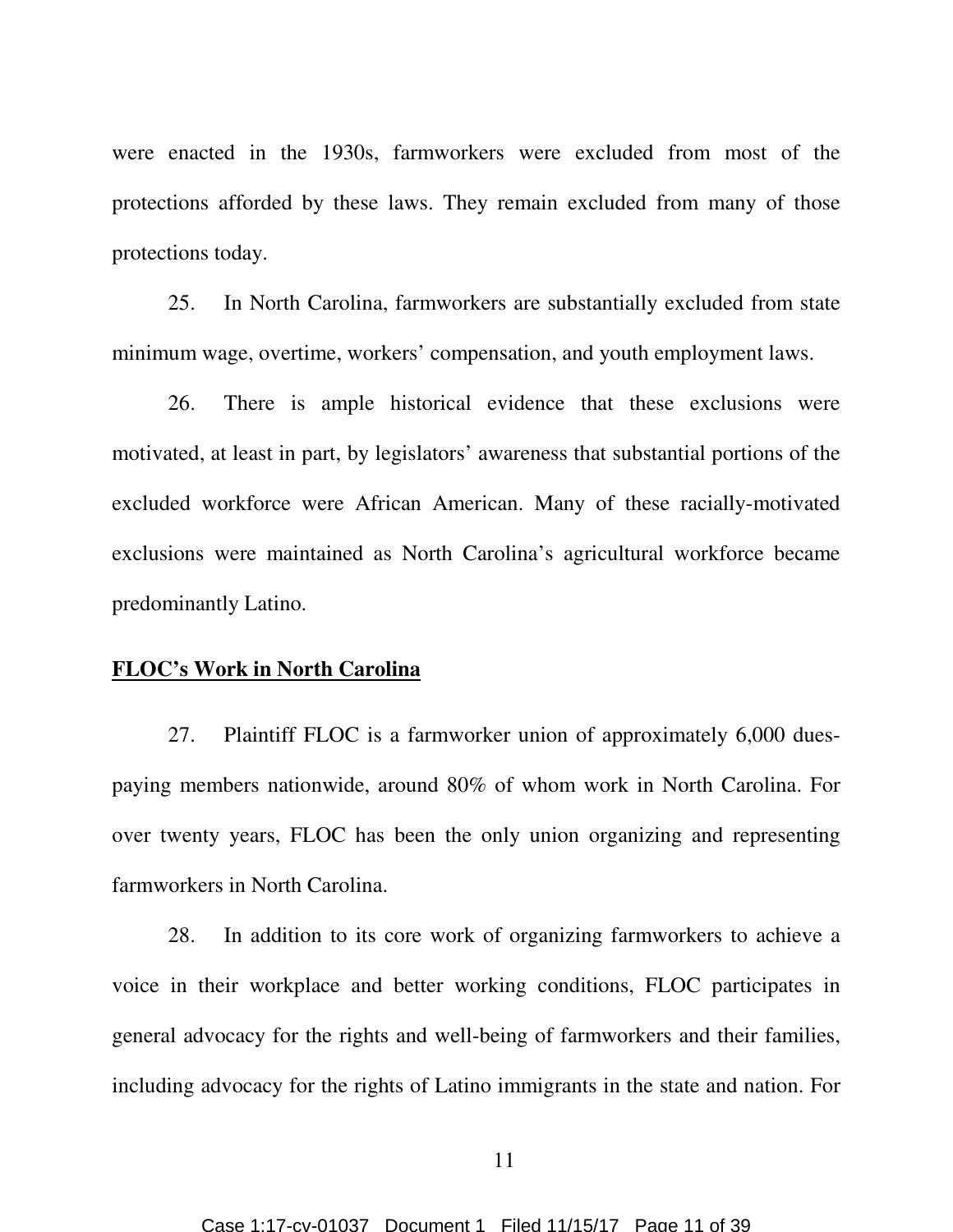were enacted in the 1930s, farmworkers were excluded from most of the protections afforded by these laws. They remain excluded from many of those protections today.

25. In North Carolina, farmworkers are substantially excluded from state minimum wage, overtime, workers' compensation, and youth employment laws.

26. There is ample historical evidence that these exclusions were motivated, at least in part, by legislators' awareness that substantial portions of the excluded workforce were African American. Many of these racially-motivated exclusions were maintained as North Carolina's agricultural workforce became predominantly Latino.

**FLOC's Work in North Carolina**

27. Plaintiff FLOC is a farmworker union of approximately 6,000 dues-paying members nationwide, around 80% of whom work in North Carolina. For over twenty years, FLOC has been the only union organizing and representing farmworkers in North Carolina.

28. In addition to its core work of organizing farmworkers to achieve a voice in their workplace and better working conditions, FLOC participates in general advocacy for the rights and well-being of farmworkers and their families, including advocacy for the rights of Latino immigrants in the state and nation. For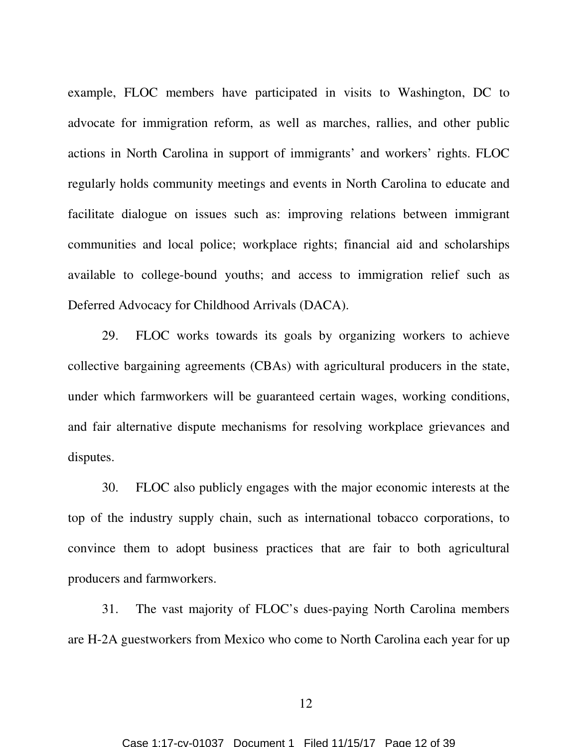example, FLOC members have participated in visits to Washington, DC to advocate for immigration reform, as well as marches, rallies, and other public actions in North Carolina in support of immigrants' and workers' rights. FLOC regularly holds community meetings and events in North Carolina to educate and facilitate dialogue on issues such as: improving relations between immigrant communities and local police; workplace rights; financial aid and scholarships available to college-bound youths; and access to immigration relief such as Deferred Advocacy for Childhood Arrivals (DACA).

29. FLOC works towards its goals by organizing workers to achieve collective bargaining agreements (CBAs) with agricultural producers in the state, under which farmworkers will be guaranteed certain wages, working conditions, and fair alternative dispute mechanisms for resolving workplace grievances and disputes.

30. FLOC also publicly engages with the major economic interests at the top of the industry supply chain, such as international tobacco corporations, to convince them to adopt business practices that are fair to both agricultural producers and farmworkers.

31. The vast majority of FLOC's dues-paying North Carolina members are H-2A guestworkers from Mexico who come to North Carolina each year for up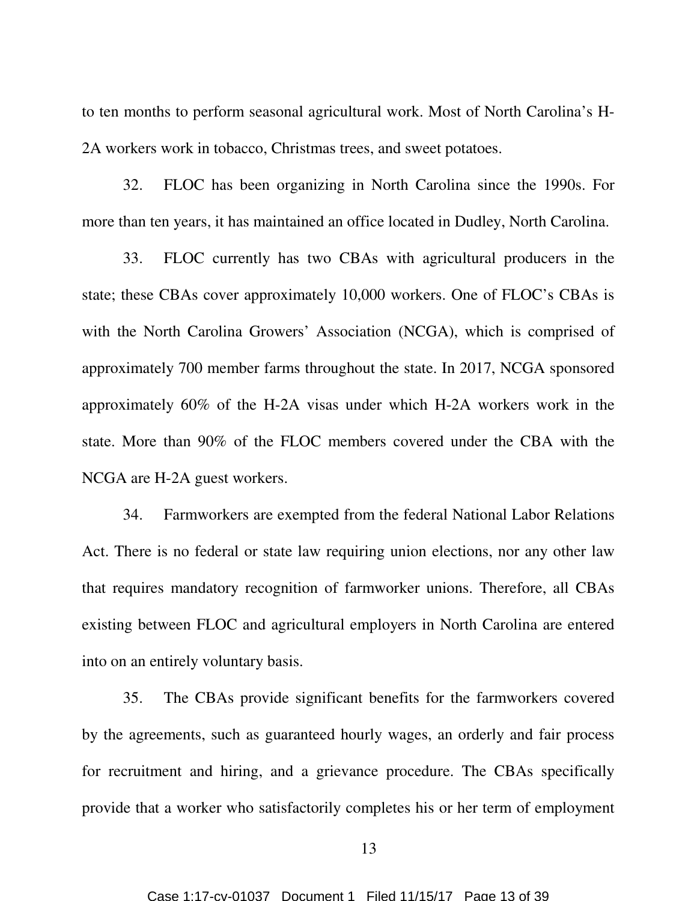to ten months to perform seasonal agricultural work. Most of North Carolina's H-2A workers work in tobacco, Christmas trees, and sweet potatoes.

32. FLOC has been organizing in North Carolina since the 1990s. For more than ten years, it has maintained an office located in Dudley, North Carolina.

33. FLOC currently has two CBAs with agricultural producers in the state; these CBAs cover approximately 10,000 workers. One of FLOC's CBAs is with the North Carolina Growers' Association (NCGA), which is comprised of approximately 700 member farms throughout the state. In 2017, NCGA sponsored approximately 60% of the H-2A visas under which H-2A workers work in the state. More than 90% of the FLOC members covered under the CBA with the NCGA are H-2A guest workers.

34. Farmworkers are exempted from the federal National Labor Relations Act. There is no federal or state law requiring union elections, nor any other law that requires mandatory recognition of farmworker unions. Therefore, all CBAs existing between FLOC and agricultural employers in North Carolina are entered into on an entirely voluntary basis.

35. The CBAs provide significant benefits for the farmworkers covered by the agreements, such as guaranteed hourly wages, an orderly and fair process for recruitment and hiring, and a grievance procedure. The CBAs specifically provide that a worker who satisfactorily completes his or her term of employment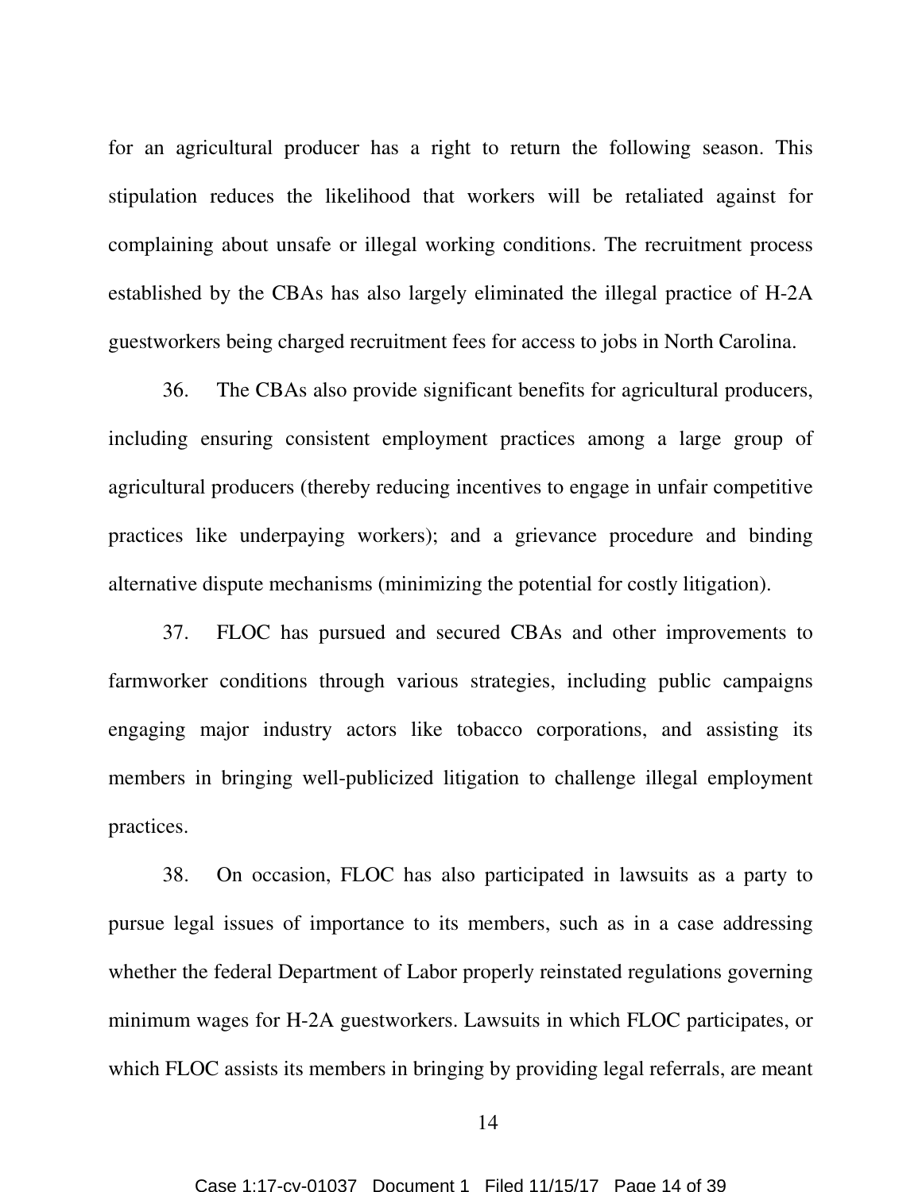for an agricultural producer has a right to return the following season. This stipulation reduces the likelihood that workers will be retaliated against for complaining about unsafe or illegal working conditions. The recruitment process established by the CBAs has also largely eliminated the illegal practice of H-2A guestworkers being charged recruitment fees for access to jobs in North Carolina.

36. The CBAs also provide significant benefits for agricultural producers, including ensuring consistent employment practices among a large group of agricultural producers (thereby reducing incentives to engage in unfair competitive practices like underpaying workers); and a grievance procedure and binding alternative dispute mechanisms (minimizing the potential for costly litigation).

37. FLOC has pursued and secured CBAs and other improvements to farmworker conditions through various strategies, including public campaigns engaging major industry actors like tobacco corporations, and assisting its members in bringing well-publicized litigation to challenge illegal employment practices.

38. On occasion, FLOC has also participated in lawsuits as a party to pursue legal issues of importance to its members, such as in a case addressing whether the federal Department of Labor properly reinstated regulations governing minimum wages for H-2A guestworkers. Lawsuits in which FLOC participates, or which FLOC assists its members in bringing by providing legal referrals, are meant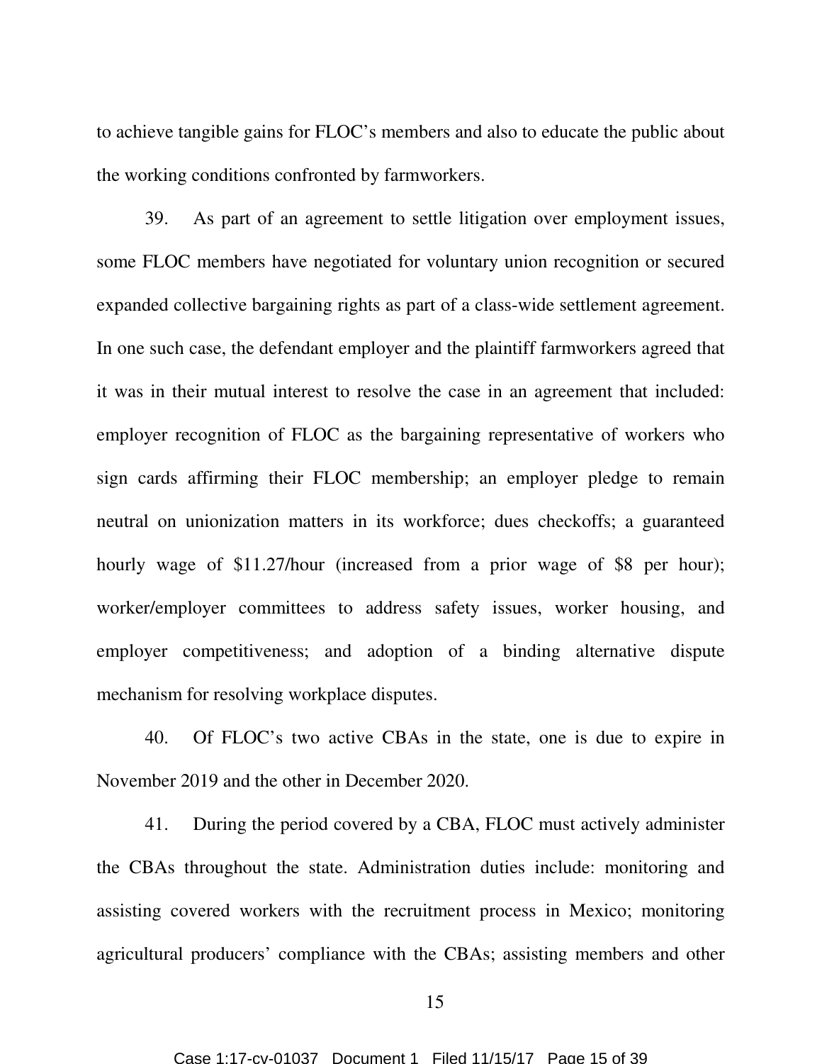to achieve tangible gains for FLOC's members and also to educate the public about the working conditions confronted by farmworkers.

39. As part of an agreement to settle litigation over employment issues, some FLOC members have negotiated for voluntary union recognition or secured expanded collective bargaining rights as part of a class-wide settlement agreement. In one such case, the defendant employer and the plaintiff farmworkers agreed that it was in their mutual interest to resolve the case in an agreement that included: employer recognition of FLOC as the bargaining representative of workers who sign cards affirming their FLOC membership; an employer pledge to remain neutral on unionization matters in its workforce; dues checkoffs; a guaranteed hourly wage of $11.27/hour (increased from a prior wage of $8 per hour); worker/employer committees to address safety issues, worker housing, and employer competitiveness; and adoption of a binding alternative dispute mechanism for resolving workplace disputes.

40. Of FLOC's two active CBAs in the state, one is due to expire in November 2019 and the other in December 2020.

41. During the period covered by a CBA, FLOC must actively administer the CBAs throughout the state. Administration duties include: monitoring and assisting covered workers with the recruitment process in Mexico; monitoring agricultural producers' compliance with the CBAs; assisting members and other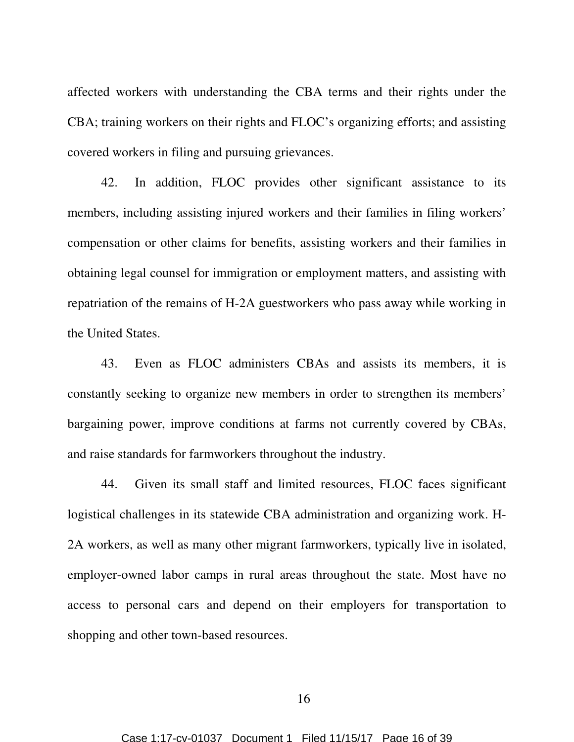affected workers with understanding the CBA terms and their rights under the CBA; training workers on their rights and FLOC's organizing efforts; and assisting covered workers in filing and pursuing grievances.

42. In addition, FLOC provides other significant assistance to its members, including assisting injured workers and their families in filing workers' compensation or other claims for benefits, assisting workers and their families in obtaining legal counsel for immigration or employment matters, and assisting with repatriation of the remains of H-2A guestworkers who pass away while working in the United States.

43. Even as FLOC administers CBAs and assists its members, it is constantly seeking to organize new members in order to strengthen its members' bargaining power, improve conditions at farms not currently covered by CBAs, and raise standards for farmworkers throughout the industry.

44. Given its small staff and limited resources, FLOC faces significant logistical challenges in its statewide CBA administration and organizing work. H-2A workers, as well as many other migrant farmworkers, typically live in isolated, employer-owned labor camps in rural areas throughout the state. Most have no access to personal cars and depend on their employers for transportation to shopping and other town-based resources.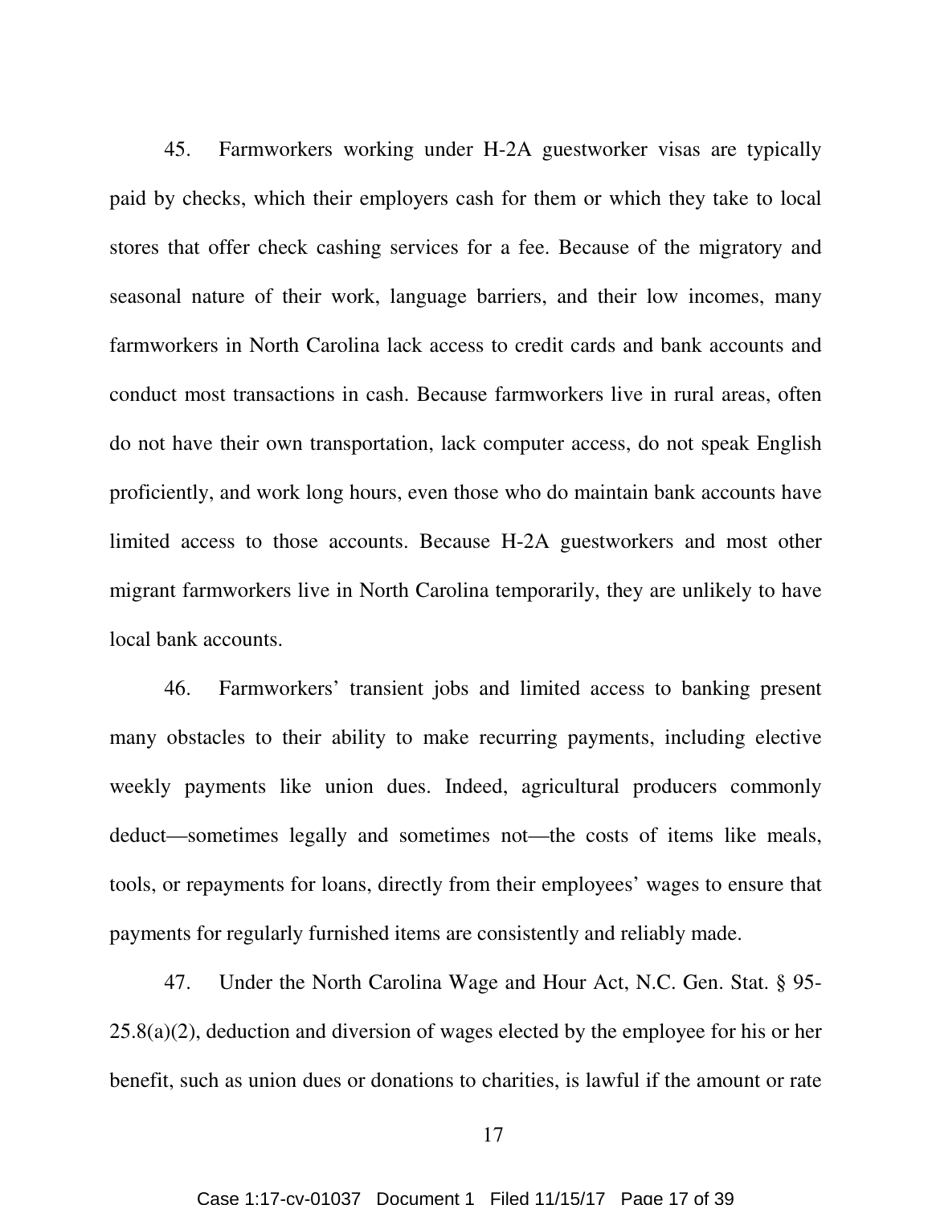45. Farmworkers working under H-2A guestworker visas are typically paid by checks, which their employers cash for them or which they take to local stores that offer check cashing services for a fee. Because of the migratory and seasonal nature of their work, language barriers, and their low incomes, many farmworkers in North Carolina lack access to credit cards and bank accounts and conduct most transactions in cash. Because farmworkers live in rural areas, often do not have their own transportation, lack computer access, do not speak English proficiently, and work long hours, even those who do maintain bank accounts have limited access to those accounts. Because H-2A guestworkers and most other migrant farmworkers live in North Carolina temporarily, they are unlikely to have local bank accounts.

46. Farmworkers' transient jobs and limited access to banking present many obstacles to their ability to make recurring payments, including elective weekly payments like union dues. Indeed, agricultural producers commonly deduct—sometimes legally and sometimes not—the costs of items like meals, tools, or repayments for loans, directly from their employees' wages to ensure that payments for regularly furnished items are consistently and reliably made.

47. Under the North Carolina Wage and Hour Act, N.C. Gen. Stat. § 95-25.8(a)(2), deduction and diversion of wages elected by the employee for his or her benefit, such as union dues or donations to charities, is lawful if the amount or rate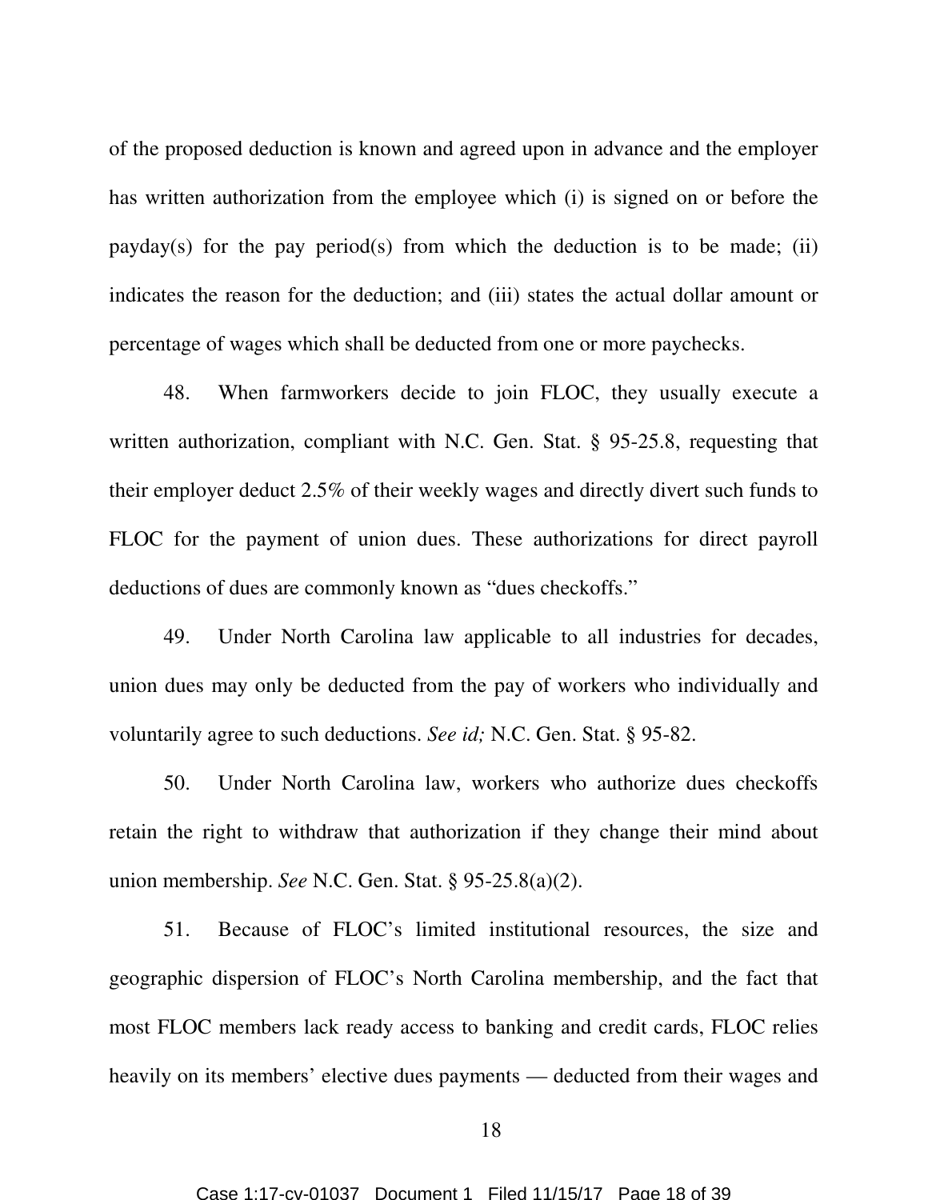of the proposed deduction is known and agreed upon in advance and the employer has written authorization from the employee which (i) is signed on or before the payday(s) for the pay period(s) from which the deduction is to be made; (ii) indicates the reason for the deduction; and (iii) states the actual dollar amount or percentage of wages which shall be deducted from one or more paychecks.

48. When farmworkers decide to join FLOC, they usually execute a written authorization, compliant with N.C. Gen. Stat. § 95-25.8, requesting that their employer deduct 2.5% of their weekly wages and directly divert such funds to FLOC for the payment of union dues. These authorizations for direct payroll deductions of dues are commonly known as "dues checkoffs."

49. Under North Carolina law applicable to all industries for decades, union dues may only be deducted from the pay of workers who individually and voluntarily agree to such deductions. *See id;* N.C. Gen. Stat. § 95-82.

50. Under North Carolina law, workers who authorize dues checkoffs retain the right to withdraw that authorization if they change their mind about union membership. *See* N.C. Gen. Stat. § 95-25.8(a)(2).

51. Because of FLOC's limited institutional resources, the size and geographic dispersion of FLOC's North Carolina membership, and the fact that most FLOC members lack ready access to banking and credit cards, FLOC relies heavily on its members' elective dues payments — deducted from their wages and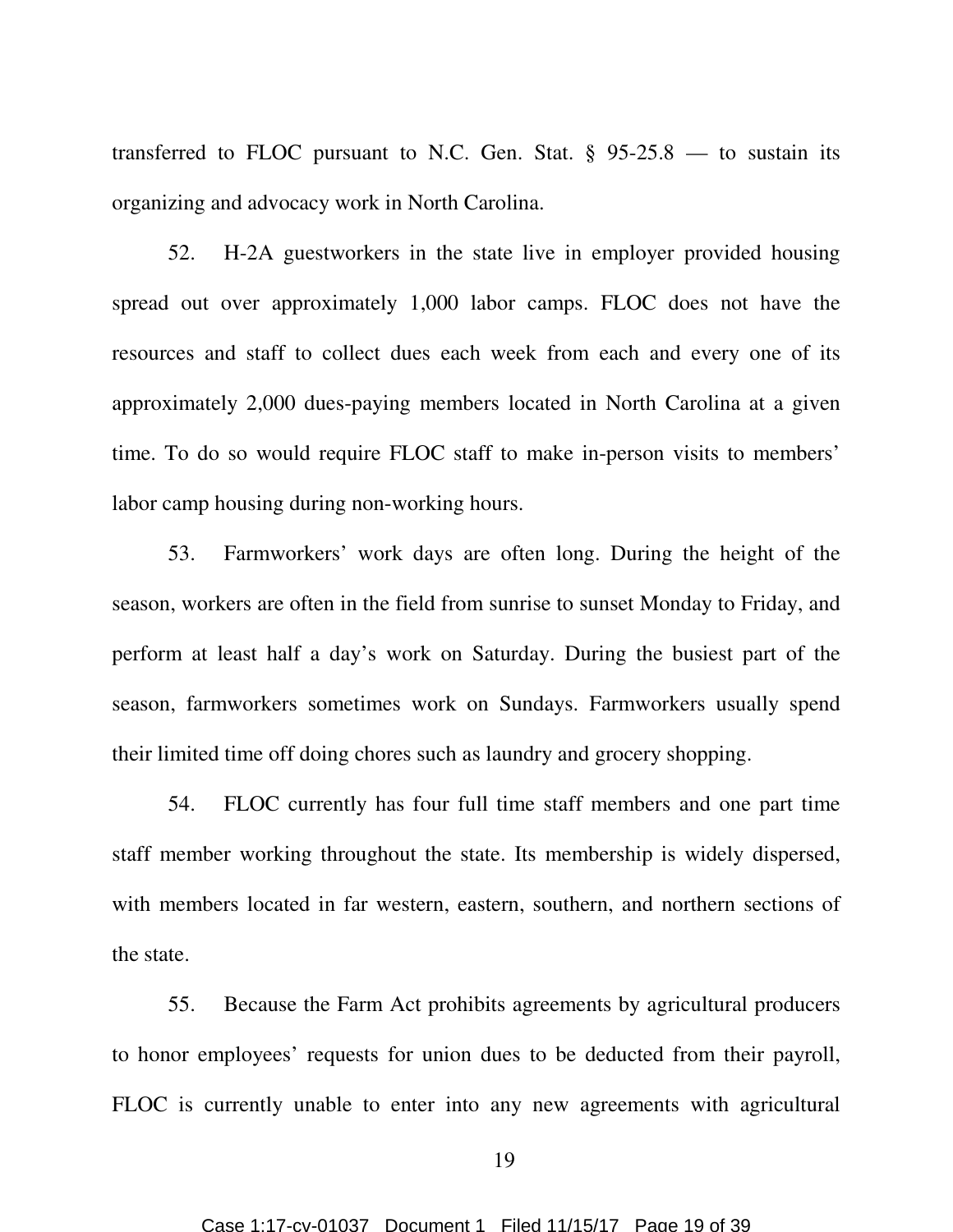transferred to FLOC pursuant to N.C. Gen. Stat. § 95-25.8 — to sustain its organizing and advocacy work in North Carolina.

52. H-2A guestworkers in the state live in employer provided housing spread out over approximately 1,000 labor camps. FLOC does not have the resources and staff to collect dues each week from each and every one of its approximately 2,000 dues-paying members located in North Carolina at a given time. To do so would require FLOC staff to make in-person visits to members' labor camp housing during non-working hours.

53. Farmworkers' work days are often long. During the height of the season, workers are often in the field from sunrise to sunset Monday to Friday, and perform at least half a day's work on Saturday. During the busiest part of the season, farmworkers sometimes work on Sundays. Farmworkers usually spend their limited time off doing chores such as laundry and grocery shopping.

54. FLOC currently has four full time staff members and one part time staff member working throughout the state. Its membership is widely dispersed, with members located in far western, eastern, southern, and northern sections of the state.

55. Because the Farm Act prohibits agreements by agricultural producers to honor employees' requests for union dues to be deducted from their payroll, FLOC is currently unable to enter into any new agreements with agricultural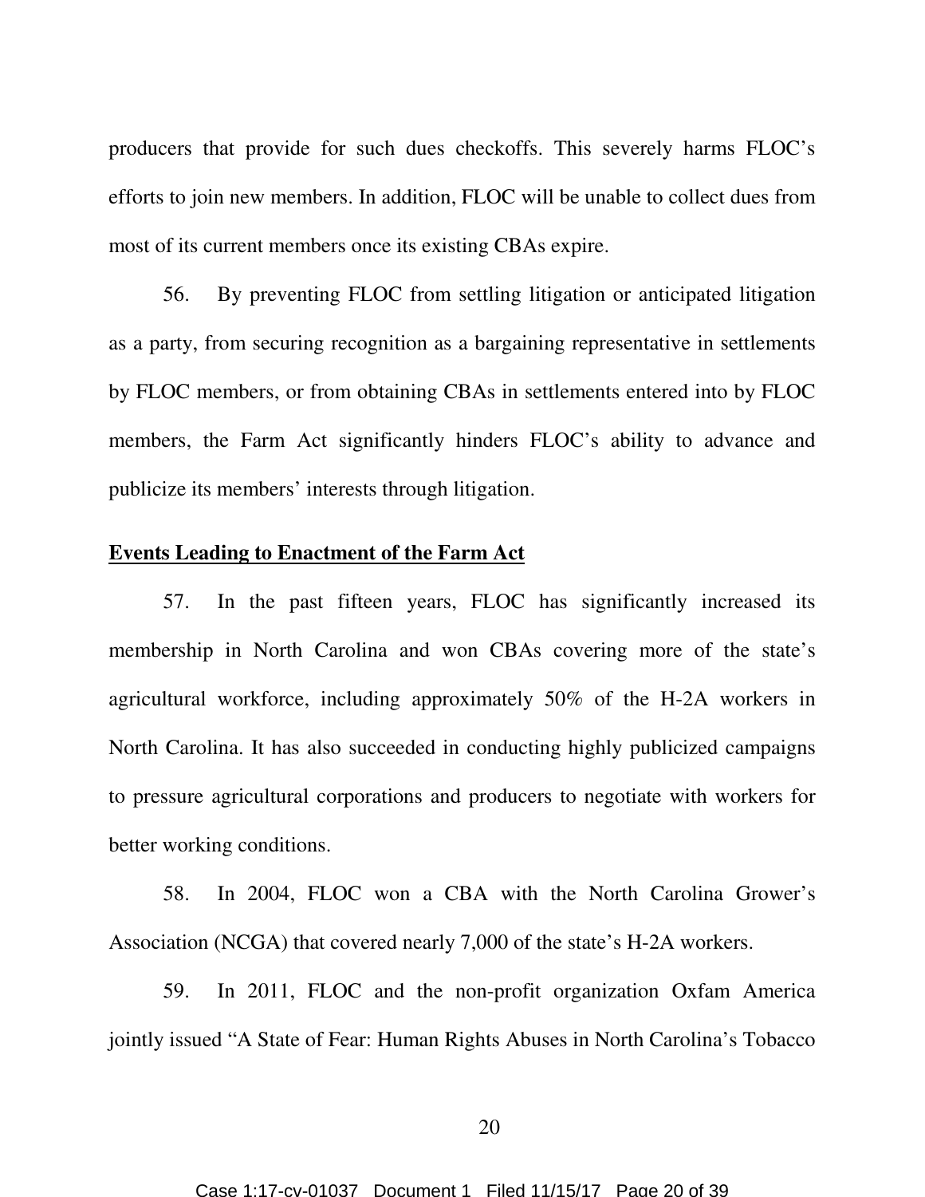producers that provide for such dues checkoffs. This severely harms FLOC's efforts to join new members. In addition, FLOC will be unable to collect dues from most of its current members once its existing CBAs expire.

56. By preventing FLOC from settling litigation or anticipated litigation as a party, from securing recognition as a bargaining representative in settlements by FLOC members, or from obtaining CBAs in settlements entered into by FLOC members, the Farm Act significantly hinders FLOC's ability to advance and publicize its members' interests through litigation.

**Events Leading to Enactment of the Farm Act**

57. In the past fifteen years, FLOC has significantly increased its membership in North Carolina and won CBAs covering more of the state's agricultural workforce, including approximately 50% of the H-2A workers in North Carolina. It has also succeeded in conducting highly publicized campaigns to pressure agricultural corporations and producers to negotiate with workers for better working conditions.

58. In 2004, FLOC won a CBA with the North Carolina Grower's Association (NCGA) that covered nearly 7,000 of the state's H-2A workers.

59. In 2011, FLOC and the non-profit organization Oxfam America jointly issued "A State of Fear: Human Rights Abuses in North Carolina's Tobacco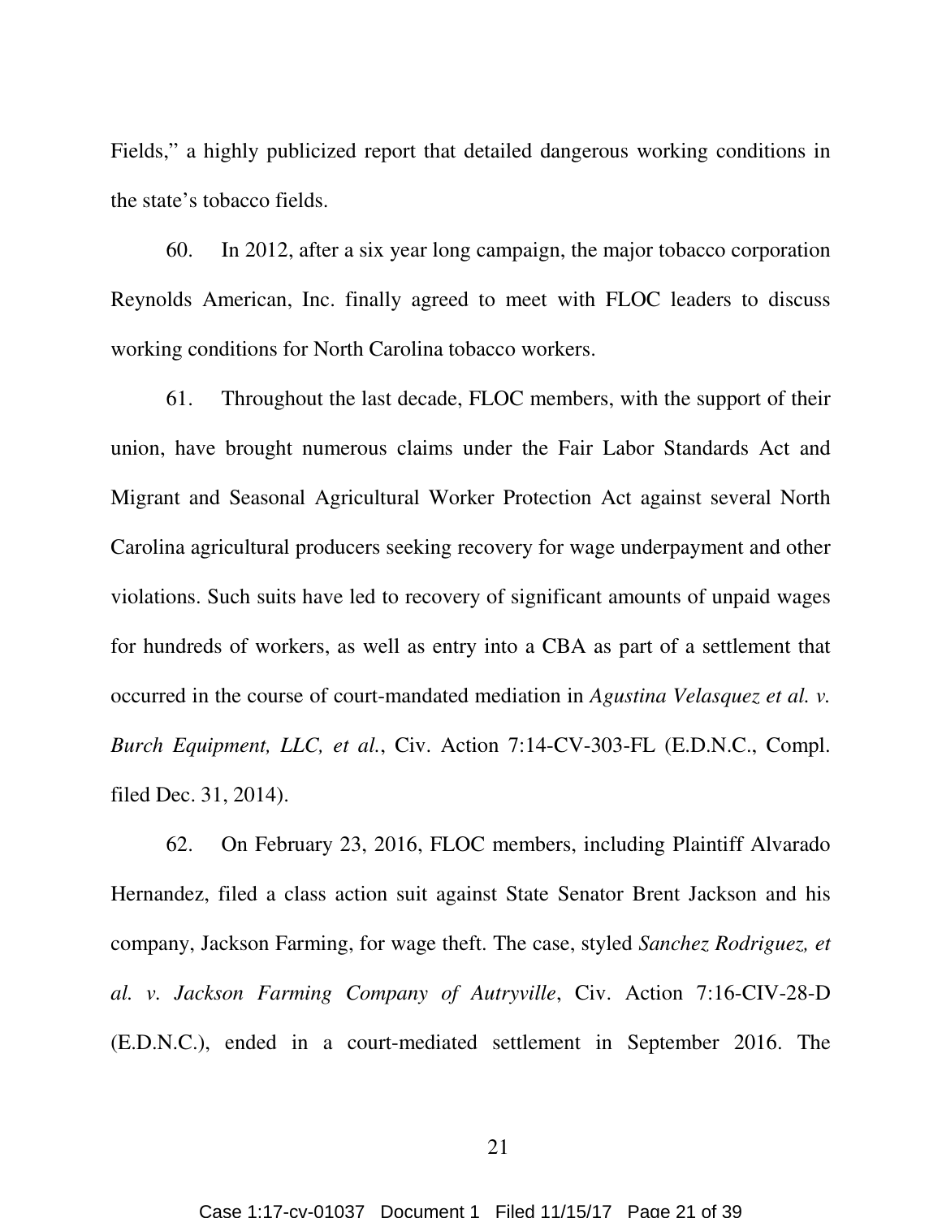Fields," a highly publicized report that detailed dangerous working conditions in the state's tobacco fields.

60. In 2012, after a six year long campaign, the major tobacco corporation Reynolds American, Inc. finally agreed to meet with FLOC leaders to discuss working conditions for North Carolina tobacco workers.

61. Throughout the last decade, FLOC members, with the support of their union, have brought numerous claims under the Fair Labor Standards Act and Migrant and Seasonal Agricultural Worker Protection Act against several North Carolina agricultural producers seeking recovery for wage underpayment and other violations. Such suits have led to recovery of significant amounts of unpaid wages for hundreds of workers, as well as entry into a CBA as part of a settlement that occurred in the course of court-mandated mediation in *Agustina Velasquez et al. v. Burch Equipment, LLC, et al.*, Civ. Action 7:14-CV-303-FL (E.D.N.C., Compl. filed Dec. 31, 2014).

62. On February 23, 2016, FLOC members, including Plaintiff Alvarado Hernandez, filed a class action suit against State Senator Brent Jackson and his company, Jackson Farming, for wage theft. The case, styled *Sanchez Rodriguez, et al. v. Jackson Farming Company of Autryville*, Civ. Action 7:16-CIV-28-D (E.D.N.C.), ended in a court-mediated settlement in September 2016. The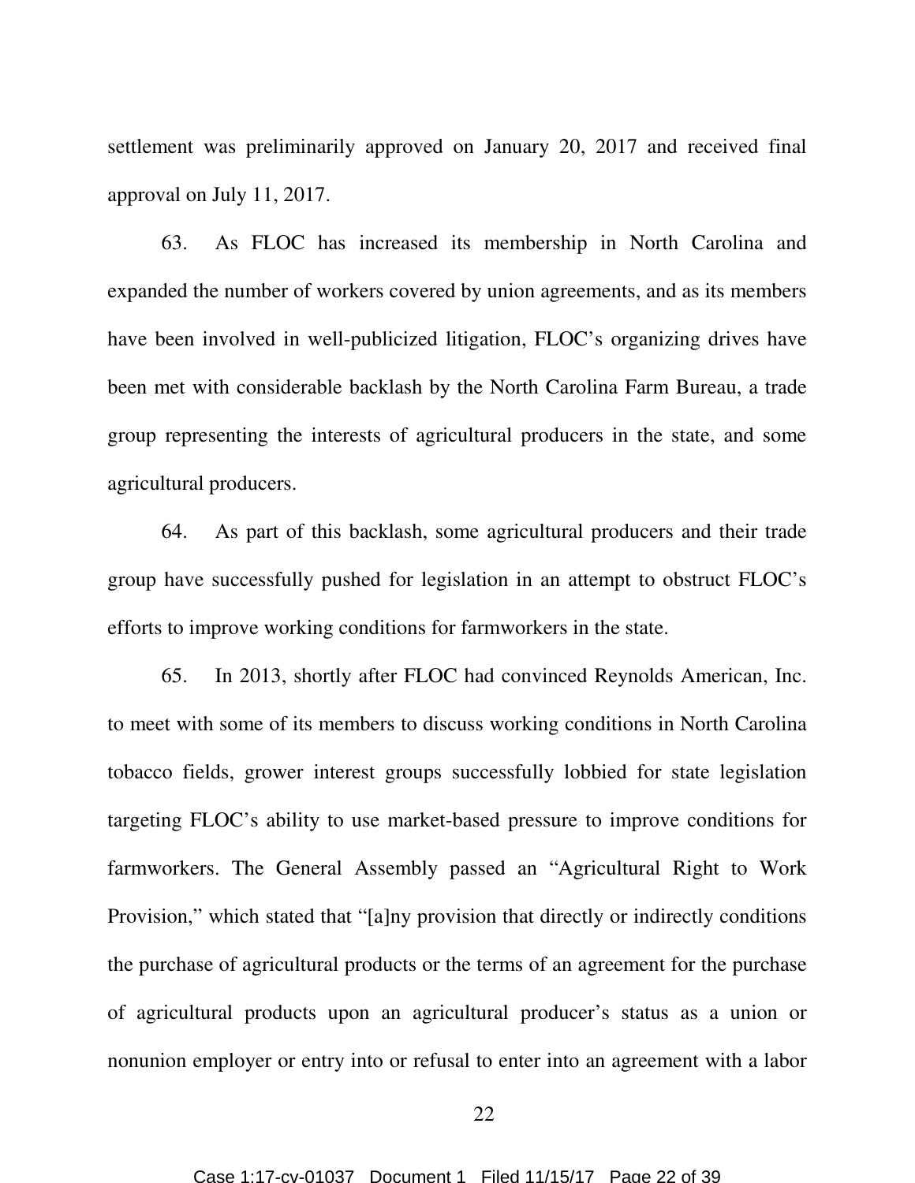settlement was preliminarily approved on January 20, 2017 and received final approval on July 11, 2017.

63. As FLOC has increased its membership in North Carolina and expanded the number of workers covered by union agreements, and as its members have been involved in well-publicized litigation, FLOC's organizing drives have been met with considerable backlash by the North Carolina Farm Bureau, a trade group representing the interests of agricultural producers in the state, and some agricultural producers.

64. As part of this backlash, some agricultural producers and their trade group have successfully pushed for legislation in an attempt to obstruct FLOC's efforts to improve working conditions for farmworkers in the state.

65. In 2013, shortly after FLOC had convinced Reynolds American, Inc. to meet with some of its members to discuss working conditions in North Carolina tobacco fields, grower interest groups successfully lobbied for state legislation targeting FLOC's ability to use market-based pressure to improve conditions for farmworkers. The General Assembly passed an "Agricultural Right to Work Provision," which stated that "[a]ny provision that directly or indirectly conditions the purchase of agricultural products or the terms of an agreement for the purchase of agricultural products upon an agricultural producer's status as a union or nonunion employer or entry into or refusal to enter into an agreement with a labor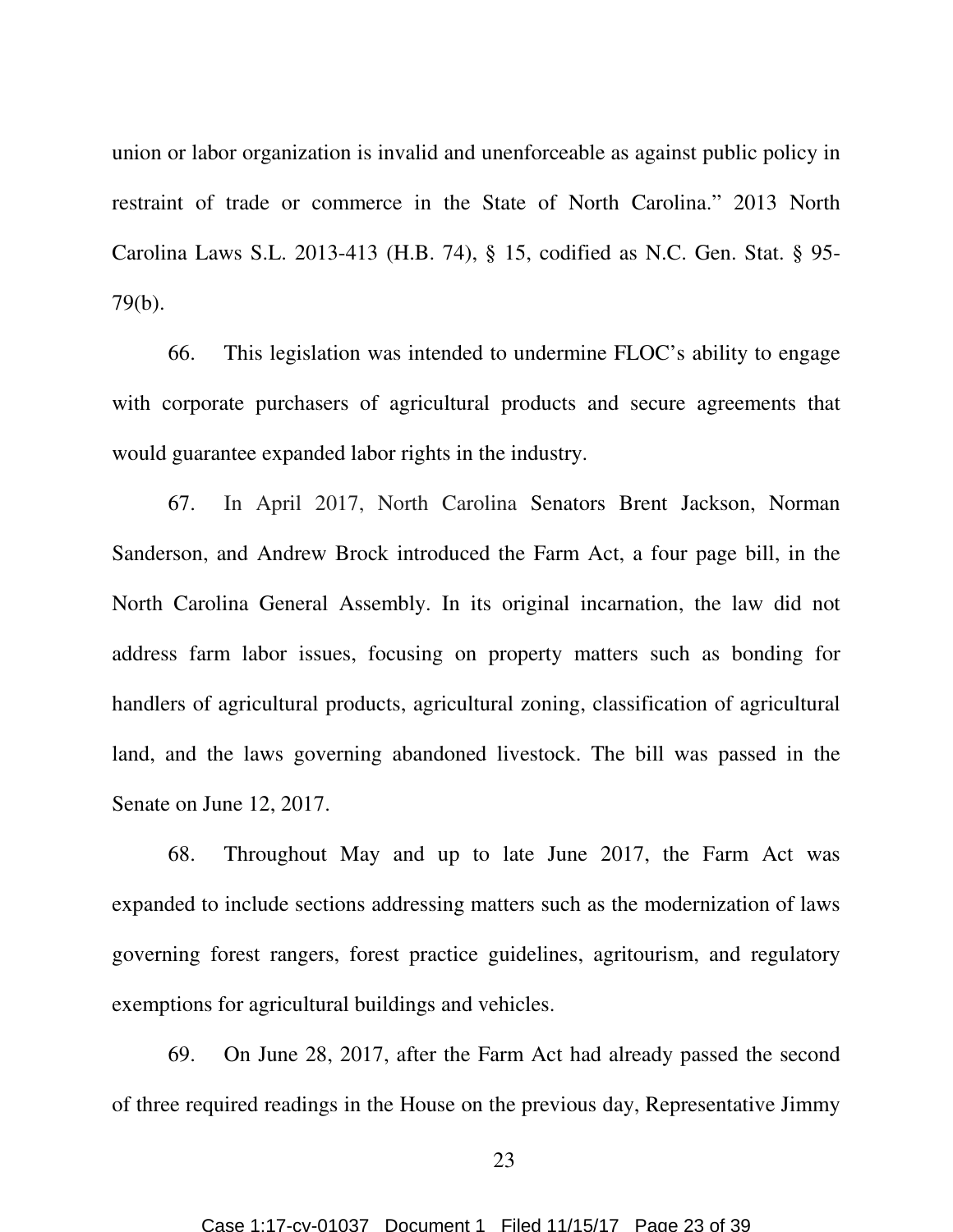union or labor organization is invalid and unenforceable as against public policy in restraint of trade or commerce in the State of North Carolina." 2013 North Carolina Laws S.L. 2013-413 (H.B. 74), § 15, codified as N.C. Gen. Stat. § 95-79(b).

66. This legislation was intended to undermine FLOC's ability to engage with corporate purchasers of agricultural products and secure agreements that would guarantee expanded labor rights in the industry.

67. In April 2017, North Carolina Senators Brent Jackson, Norman Sanderson, and Andrew Brock introduced the Farm Act, a four page bill, in the North Carolina General Assembly. In its original incarnation, the law did not address farm labor issues, focusing on property matters such as bonding for handlers of agricultural products, agricultural zoning, classification of agricultural land, and the laws governing abandoned livestock. The bill was passed in the Senate on June 12, 2017.

68. Throughout May and up to late June 2017, the Farm Act was expanded to include sections addressing matters such as the modernization of laws governing forest rangers, forest practice guidelines, agritourism, and regulatory exemptions for agricultural buildings and vehicles.

69. On June 28, 2017, after the Farm Act had already passed the second of three required readings in the House on the previous day, Representative Jimmy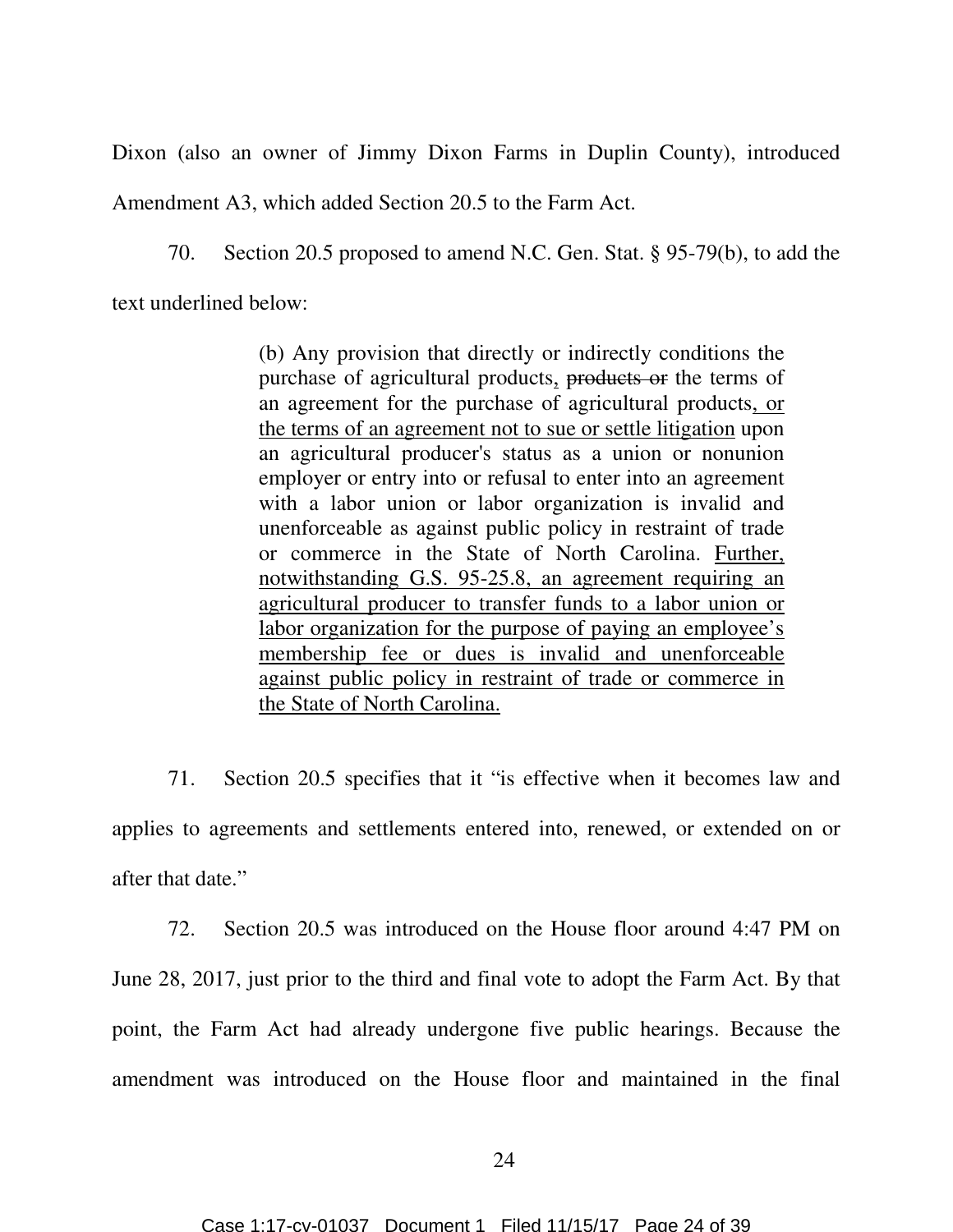Dixon (also an owner of Jimmy Dixon Farms in Duplin County), introduced Amendment A3, which added Section 20.5 to the Farm Act.

70. Section 20.5 proposed to amend N.C. Gen. Stat. § 95-79(b), to add the text underlined below:

> (b) Any provision that directly or indirectly conditions the purchase of agricultural products<u>,</u> ~~products or~~ the terms of an agreement for the purchase of agricultural products<u>, or the terms of an agreement not to sue or settle litigation</u> upon an agricultural producer's status as a union or nonunion employer or entry into or refusal to enter into an agreement with a labor union or labor organization is invalid and unenforceable as against public policy in restraint of trade or commerce in the State of North Carolina. <u>Further, notwithstanding G.S. 95-25.8, an agreement requiring an agricultural producer to transfer funds to a labor union or labor organization for the purpose of paying an employee's membership fee or dues is invalid and unenforceable against public policy in restraint of trade or commerce in the State of North Carolina.</u>

71. Section 20.5 specifies that it "is effective when it becomes law and applies to agreements and settlements entered into, renewed, or extended on or after that date."

72. Section 20.5 was introduced on the House floor around 4:47 PM on June 28, 2017, just prior to the third and final vote to adopt the Farm Act. By that point, the Farm Act had already undergone five public hearings. Because the amendment was introduced on the House floor and maintained in the final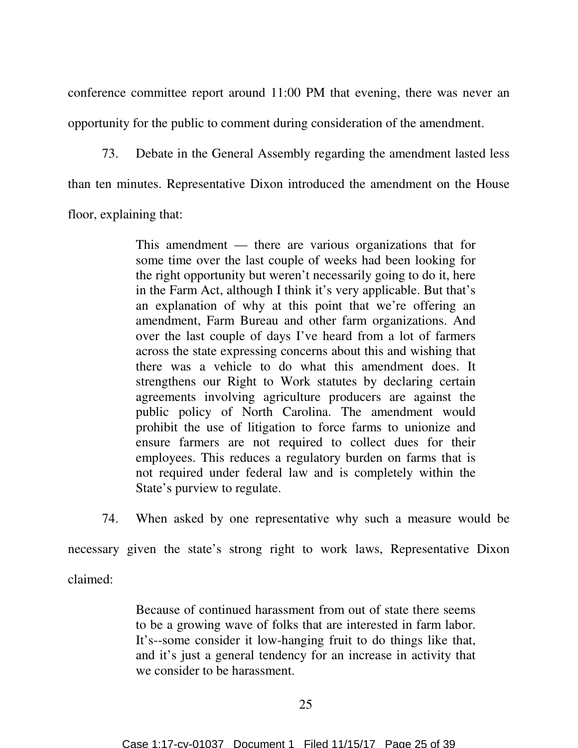conference committee report around 11:00 PM that evening, there was never an opportunity for the public to comment during consideration of the amendment.

73. Debate in the General Assembly regarding the amendment lasted less than ten minutes. Representative Dixon introduced the amendment on the House floor, explaining that:

> This amendment — there are various organizations that for some time over the last couple of weeks had been looking for the right opportunity but weren't necessarily going to do it, here in the Farm Act, although I think it's very applicable. But that's an explanation of why at this point that we're offering an amendment, Farm Bureau and other farm organizations. And over the last couple of days I've heard from a lot of farmers across the state expressing concerns about this and wishing that there was a vehicle to do what this amendment does. It strengthens our Right to Work statutes by declaring certain agreements involving agriculture producers are against the public policy of North Carolina. The amendment would prohibit the use of litigation to force farms to unionize and ensure farmers are not required to collect dues for their employees. This reduces a regulatory burden on farms that is not required under federal law and is completely within the State's purview to regulate.

74. When asked by one representative why such a measure would be necessary given the state's strong right to work laws, Representative Dixon claimed:

> Because of continued harassment from out of state there seems to be a growing wave of folks that are interested in farm labor. It's--some consider it low-hanging fruit to do things like that, and it's just a general tendency for an increase in activity that we consider to be harassment.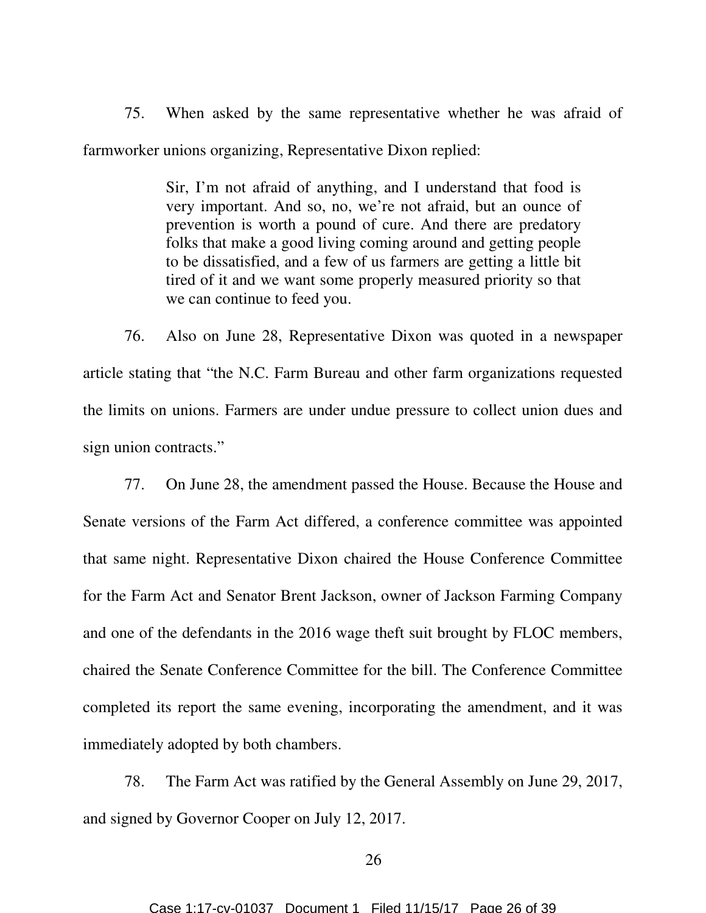75. When asked by the same representative whether he was afraid of farmworker unions organizing, Representative Dixon replied:

> Sir, I'm not afraid of anything, and I understand that food is very important. And so, no, we're not afraid, but an ounce of prevention is worth a pound of cure. And there are predatory folks that make a good living coming around and getting people to be dissatisfied, and a few of us farmers are getting a little bit tired of it and we want some properly measured priority so that we can continue to feed you.

76. Also on June 28, Representative Dixon was quoted in a newspaper article stating that "the N.C. Farm Bureau and other farm organizations requested the limits on unions. Farmers are under undue pressure to collect union dues and sign union contracts."

77. On June 28, the amendment passed the House. Because the House and Senate versions of the Farm Act differed, a conference committee was appointed that same night. Representative Dixon chaired the House Conference Committee for the Farm Act and Senator Brent Jackson, owner of Jackson Farming Company and one of the defendants in the 2016 wage theft suit brought by FLOC members, chaired the Senate Conference Committee for the bill. The Conference Committee completed its report the same evening, incorporating the amendment, and it was immediately adopted by both chambers.

78. The Farm Act was ratified by the General Assembly on June 29, 2017, and signed by Governor Cooper on July 12, 2017.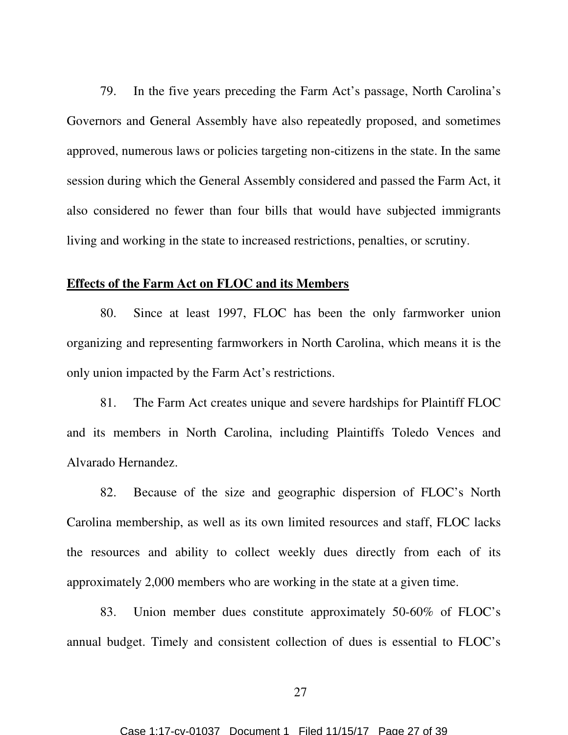79. In the five years preceding the Farm Act's passage, North Carolina's Governors and General Assembly have also repeatedly proposed, and sometimes approved, numerous laws or policies targeting non-citizens in the state. In the same session during which the General Assembly considered and passed the Farm Act, it also considered no fewer than four bills that would have subjected immigrants living and working in the state to increased restrictions, penalties, or scrutiny.

**Effects of the Farm Act on FLOC and its Members**

80. Since at least 1997, FLOC has been the only farmworker union organizing and representing farmworkers in North Carolina, which means it is the only union impacted by the Farm Act's restrictions.

81. The Farm Act creates unique and severe hardships for Plaintiff FLOC and its members in North Carolina, including Plaintiffs Toledo Vences and Alvarado Hernandez.

82. Because of the size and geographic dispersion of FLOC's North Carolina membership, as well as its own limited resources and staff, FLOC lacks the resources and ability to collect weekly dues directly from each of its approximately 2,000 members who are working in the state at a given time.

83. Union member dues constitute approximately 50-60% of FLOC's annual budget. Timely and consistent collection of dues is essential to FLOC's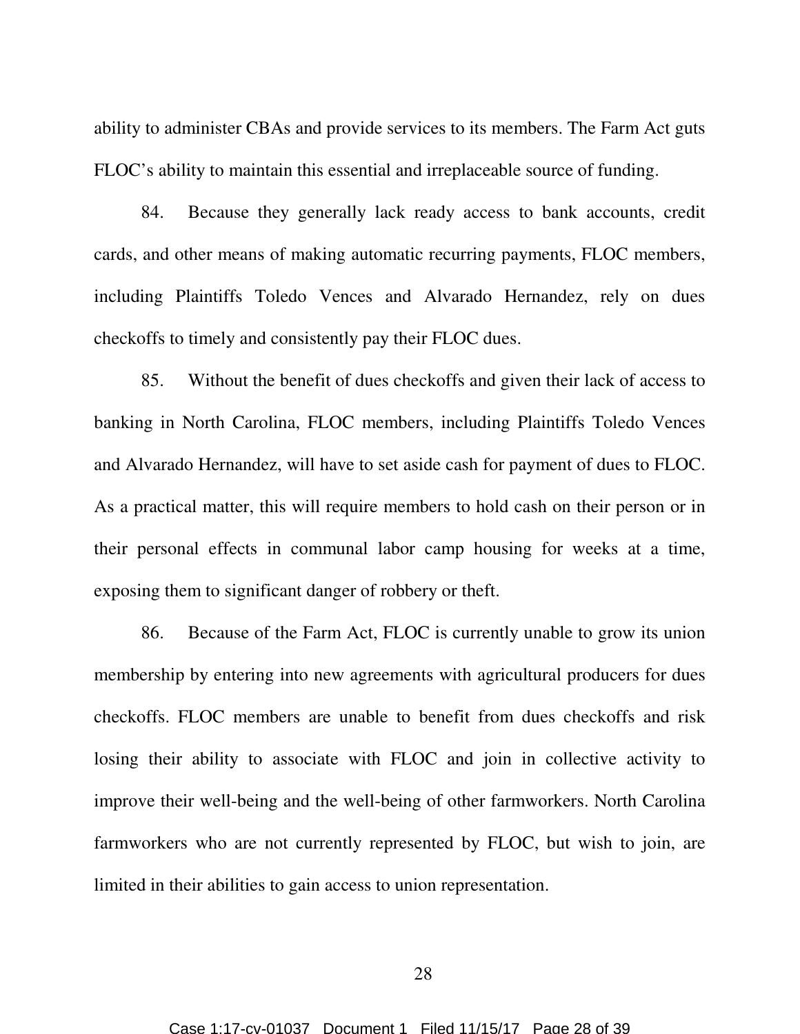ability to administer CBAs and provide services to its members. The Farm Act guts FLOC's ability to maintain this essential and irreplaceable source of funding.

84. Because they generally lack ready access to bank accounts, credit cards, and other means of making automatic recurring payments, FLOC members, including Plaintiffs Toledo Vences and Alvarado Hernandez, rely on dues checkoffs to timely and consistently pay their FLOC dues.

85. Without the benefit of dues checkoffs and given their lack of access to banking in North Carolina, FLOC members, including Plaintiffs Toledo Vences and Alvarado Hernandez, will have to set aside cash for payment of dues to FLOC. As a practical matter, this will require members to hold cash on their person or in their personal effects in communal labor camp housing for weeks at a time, exposing them to significant danger of robbery or theft.

86. Because of the Farm Act, FLOC is currently unable to grow its union membership by entering into new agreements with agricultural producers for dues checkoffs. FLOC members are unable to benefit from dues checkoffs and risk losing their ability to associate with FLOC and join in collective activity to improve their well-being and the well-being of other farmworkers. North Carolina farmworkers who are not currently represented by FLOC, but wish to join, are limited in their abilities to gain access to union representation.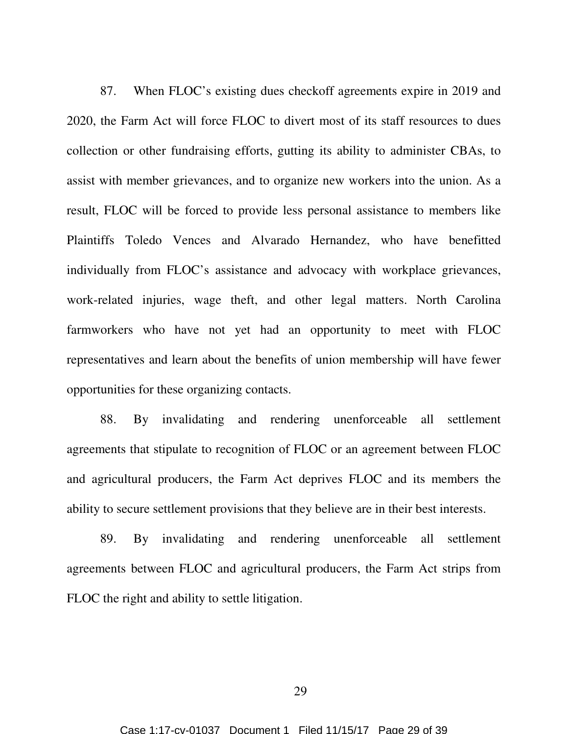87. When FLOC's existing dues checkoff agreements expire in 2019 and 2020, the Farm Act will force FLOC to divert most of its staff resources to dues collection or other fundraising efforts, gutting its ability to administer CBAs, to assist with member grievances, and to organize new workers into the union. As a result, FLOC will be forced to provide less personal assistance to members like Plaintiffs Toledo Vences and Alvarado Hernandez, who have benefitted individually from FLOC's assistance and advocacy with workplace grievances, work-related injuries, wage theft, and other legal matters. North Carolina farmworkers who have not yet had an opportunity to meet with FLOC representatives and learn about the benefits of union membership will have fewer opportunities for these organizing contacts.

88. By invalidating and rendering unenforceable all settlement agreements that stipulate to recognition of FLOC or an agreement between FLOC and agricultural producers, the Farm Act deprives FLOC and its members the ability to secure settlement provisions that they believe are in their best interests.

89. By invalidating and rendering unenforceable all settlement agreements between FLOC and agricultural producers, the Farm Act strips from FLOC the right and ability to settle litigation.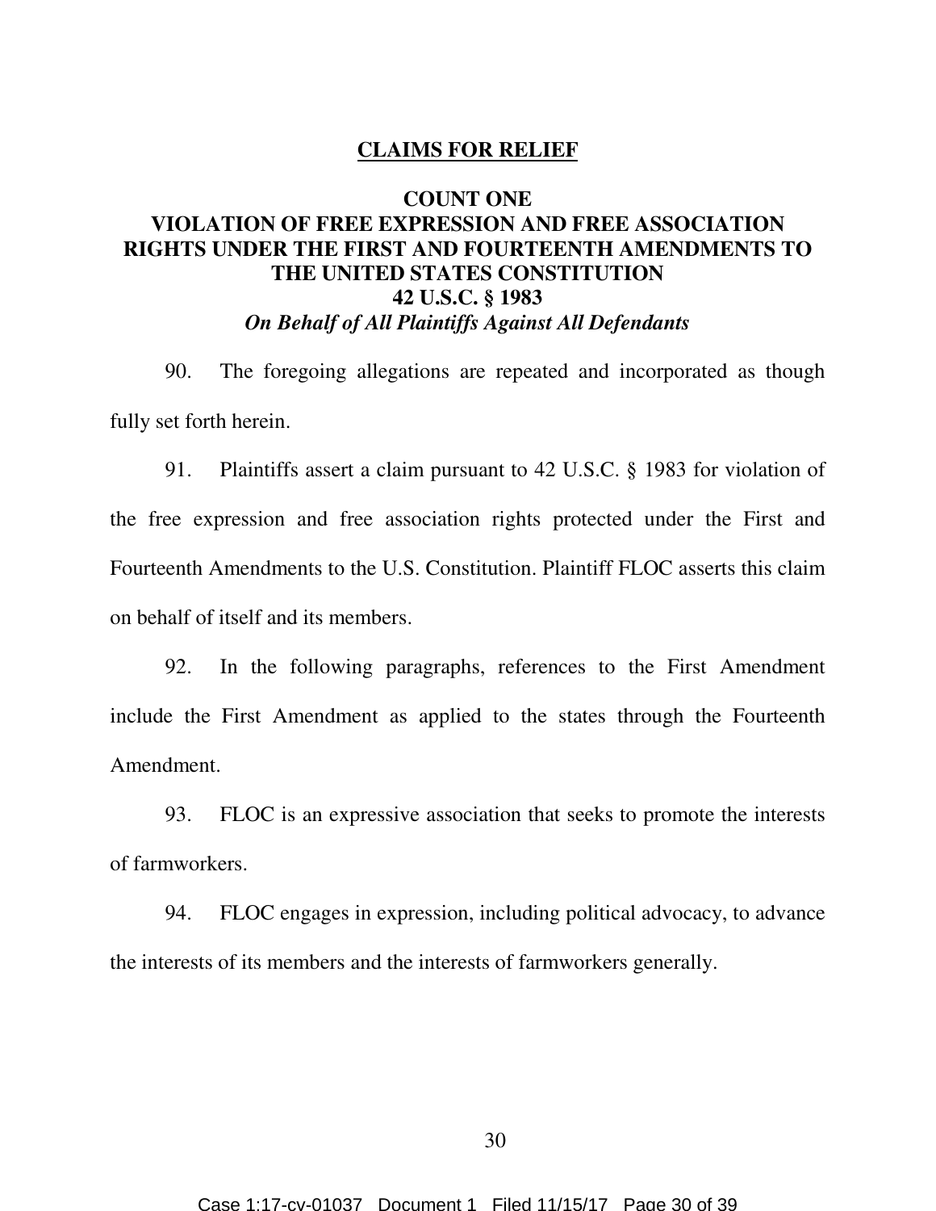## CLAIMS FOR RELIEF

### COUNT ONE
### VIOLATION OF FREE EXPRESSION AND FREE ASSOCIATION RIGHTS UNDER THE FIRST AND FOURTEENTH AMENDMENTS TO THE UNITED STATES CONSTITUTION
### 42 U.S.C. § 1983
***On Behalf of All Plaintiffs Against All Defendants***

90. The foregoing allegations are repeated and incorporated as though fully set forth herein.

91. Plaintiffs assert a claim pursuant to 42 U.S.C. § 1983 for violation of the free expression and free association rights protected under the First and Fourteenth Amendments to the U.S. Constitution. Plaintiff FLOC asserts this claim on behalf of itself and its members.

92. In the following paragraphs, references to the First Amendment include the First Amendment as applied to the states through the Fourteenth Amendment.

93. FLOC is an expressive association that seeks to promote the interests of farmworkers.

94. FLOC engages in expression, including political advocacy, to advance the interests of its members and the interests of farmworkers generally.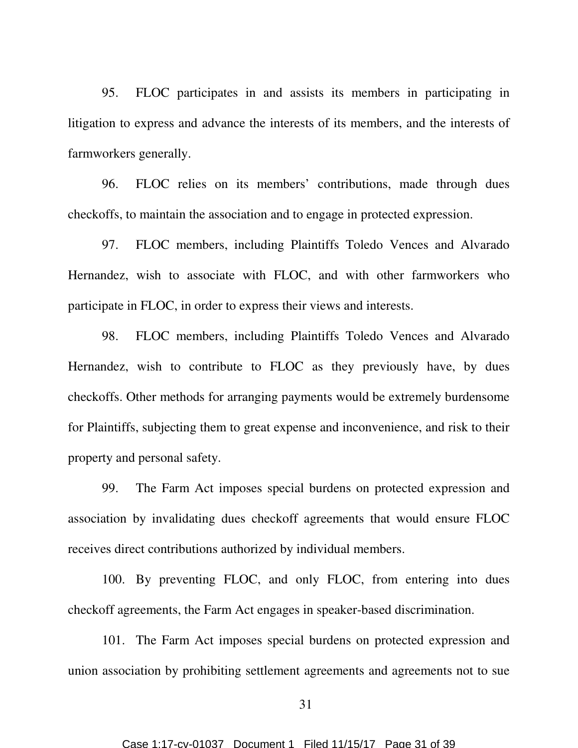95. FLOC participates in and assists its members in participating in litigation to express and advance the interests of its members, and the interests of farmworkers generally.

96. FLOC relies on its members' contributions, made through dues checkoffs, to maintain the association and to engage in protected expression.

97. FLOC members, including Plaintiffs Toledo Vences and Alvarado Hernandez, wish to associate with FLOC, and with other farmworkers who participate in FLOC, in order to express their views and interests.

98. FLOC members, including Plaintiffs Toledo Vences and Alvarado Hernandez, wish to contribute to FLOC as they previously have, by dues checkoffs. Other methods for arranging payments would be extremely burdensome for Plaintiffs, subjecting them to great expense and inconvenience, and risk to their property and personal safety.

99. The Farm Act imposes special burdens on protected expression and association by invalidating dues checkoff agreements that would ensure FLOC receives direct contributions authorized by individual members.

100. By preventing FLOC, and only FLOC, from entering into dues checkoff agreements, the Farm Act engages in speaker-based discrimination.

101. The Farm Act imposes special burdens on protected expression and union association by prohibiting settlement agreements and agreements not to sue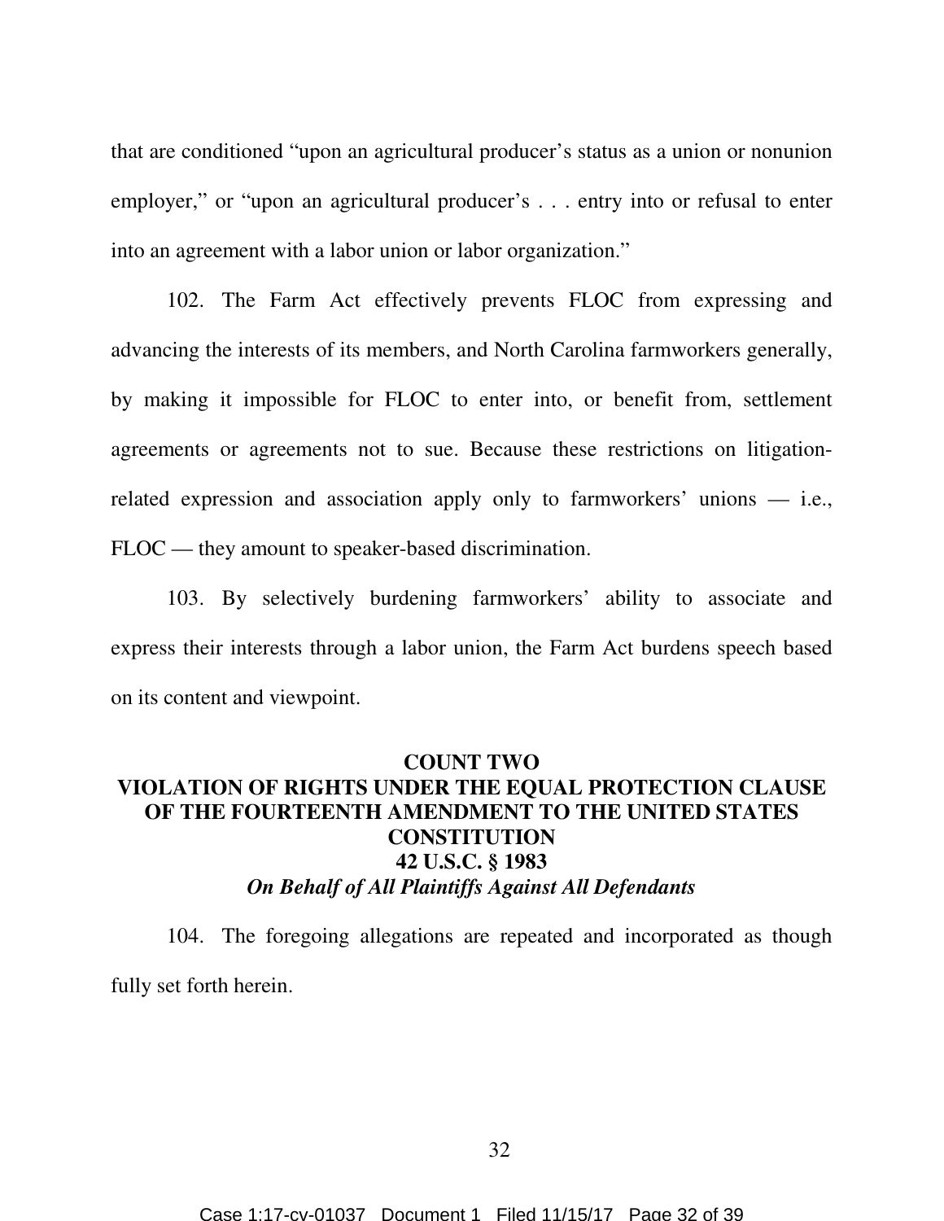that are conditioned "upon an agricultural producer's status as a union or nonunion employer," or "upon an agricultural producer's . . . entry into or refusal to enter into an agreement with a labor union or labor organization."

102. The Farm Act effectively prevents FLOC from expressing and advancing the interests of its members, and North Carolina farmworkers generally, by making it impossible for FLOC to enter into, or benefit from, settlement agreements or agreements not to sue. Because these restrictions on litigation-related expression and association apply only to farmworkers' unions — i.e., FLOC — they amount to speaker-based discrimination.

103. By selectively burdening farmworkers' ability to associate and express their interests through a labor union, the Farm Act burdens speech based on its content and viewpoint.

**COUNT TWO**
**VIOLATION OF RIGHTS UNDER THE EQUAL PROTECTION CLAUSE OF THE FOURTEENTH AMENDMENT TO THE UNITED STATES CONSTITUTION**
**42 U.S.C. § 1983**
***On Behalf of All Plaintiffs Against All Defendants***

104. The foregoing allegations are repeated and incorporated as though fully set forth herein.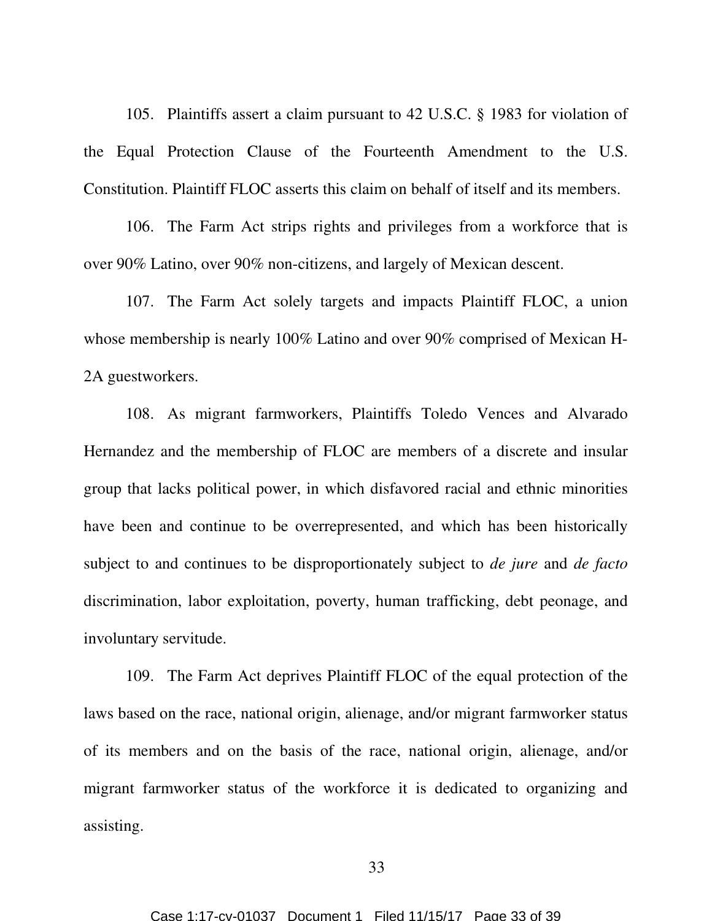105. Plaintiffs assert a claim pursuant to 42 U.S.C. § 1983 for violation of the Equal Protection Clause of the Fourteenth Amendment to the U.S. Constitution. Plaintiff FLOC asserts this claim on behalf of itself and its members.

106. The Farm Act strips rights and privileges from a workforce that is over 90% Latino, over 90% non-citizens, and largely of Mexican descent.

107. The Farm Act solely targets and impacts Plaintiff FLOC, a union whose membership is nearly 100% Latino and over 90% comprised of Mexican H-2A guestworkers.

108. As migrant farmworkers, Plaintiffs Toledo Vences and Alvarado Hernandez and the membership of FLOC are members of a discrete and insular group that lacks political power, in which disfavored racial and ethnic minorities have been and continue to be overrepresented, and which has been historically subject to and continues to be disproportionately subject to *de jure* and *de facto* discrimination, labor exploitation, poverty, human trafficking, debt peonage, and involuntary servitude.

109. The Farm Act deprives Plaintiff FLOC of the equal protection of the laws based on the race, national origin, alienage, and/or migrant farmworker status of its members and on the basis of the race, national origin, alienage, and/or migrant farmworker status of the workforce it is dedicated to organizing and assisting.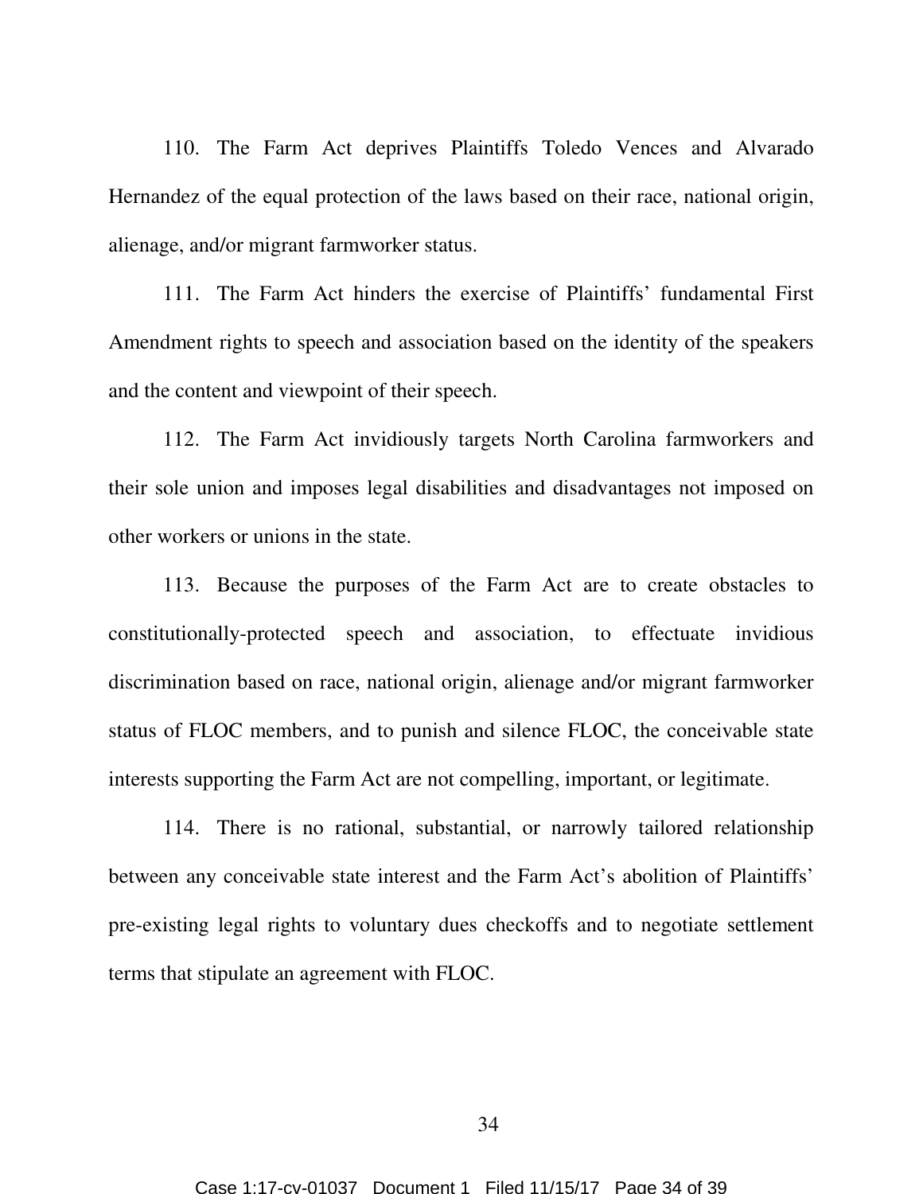110. The Farm Act deprives Plaintiffs Toledo Vences and Alvarado Hernandez of the equal protection of the laws based on their race, national origin, alienage, and/or migrant farmworker status.

111. The Farm Act hinders the exercise of Plaintiffs' fundamental First Amendment rights to speech and association based on the identity of the speakers and the content and viewpoint of their speech.

112. The Farm Act invidiously targets North Carolina farmworkers and their sole union and imposes legal disabilities and disadvantages not imposed on other workers or unions in the state.

113. Because the purposes of the Farm Act are to create obstacles to constitutionally-protected speech and association, to effectuate invidious discrimination based on race, national origin, alienage and/or migrant farmworker status of FLOC members, and to punish and silence FLOC, the conceivable state interests supporting the Farm Act are not compelling, important, or legitimate.

114. There is no rational, substantial, or narrowly tailored relationship between any conceivable state interest and the Farm Act's abolition of Plaintiffs' pre-existing legal rights to voluntary dues checkoffs and to negotiate settlement terms that stipulate an agreement with FLOC.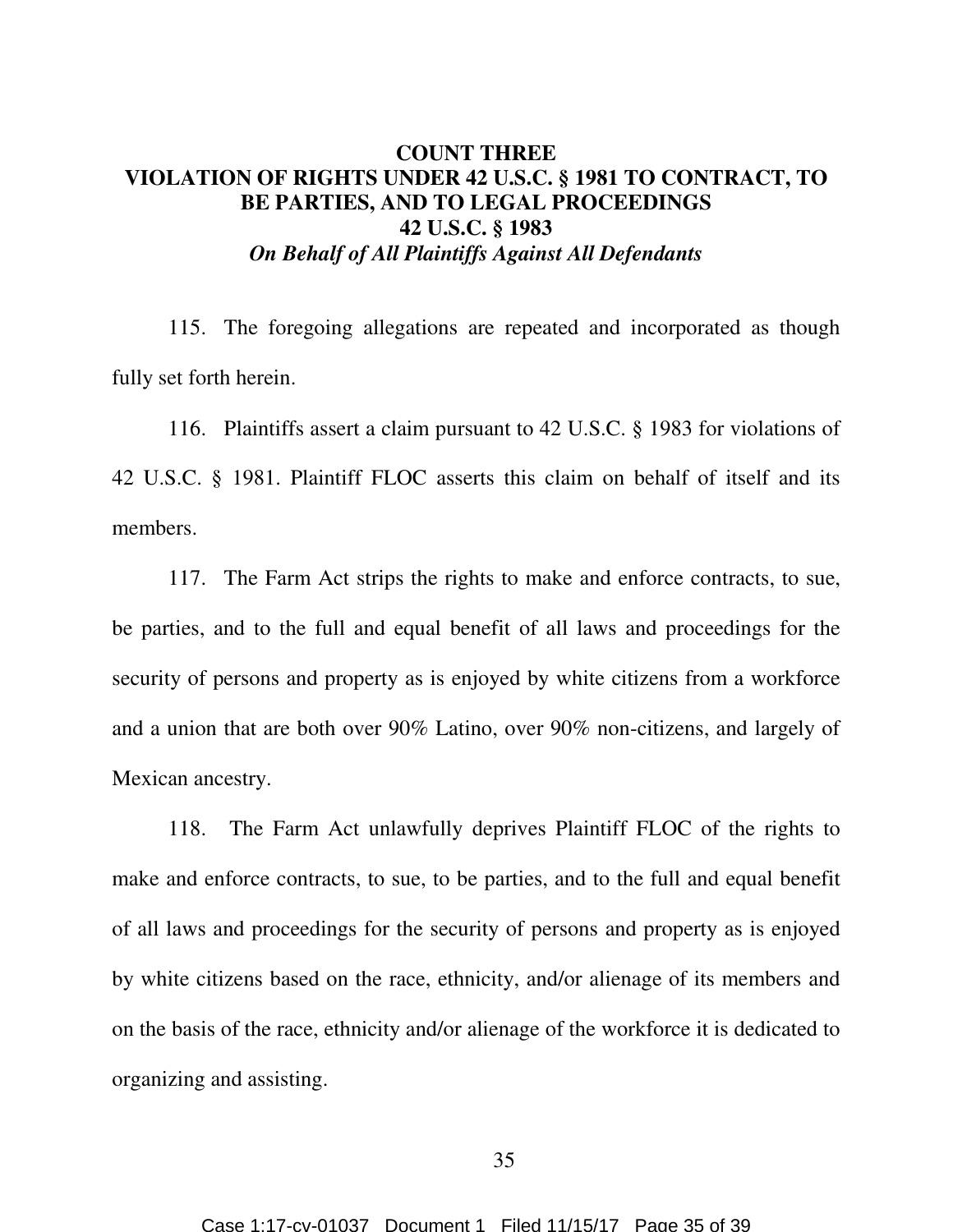## COUNT THREE

## VIOLATION OF RIGHTS UNDER 42 U.S.C. § 1981 TO CONTRACT, TO BE PARTIES, AND TO LEGAL PROCEEDINGS

## 42 U.S.C. § 1983

***On Behalf of All Plaintiffs Against All Defendants***

115. The foregoing allegations are repeated and incorporated as though fully set forth herein.

116. Plaintiffs assert a claim pursuant to 42 U.S.C. § 1983 for violations of 42 U.S.C. § 1981. Plaintiff FLOC asserts this claim on behalf of itself and its members.

117. The Farm Act strips the rights to make and enforce contracts, to sue, be parties, and to the full and equal benefit of all laws and proceedings for the security of persons and property as is enjoyed by white citizens from a workforce and a union that are both over 90% Latino, over 90% non-citizens, and largely of Mexican ancestry.

118. The Farm Act unlawfully deprives Plaintiff FLOC of the rights to make and enforce contracts, to sue, to be parties, and to the full and equal benefit of all laws and proceedings for the security of persons and property as is enjoyed by white citizens based on the race, ethnicity, and/or alienage of its members and on the basis of the race, ethnicity and/or alienage of the workforce it is dedicated to organizing and assisting.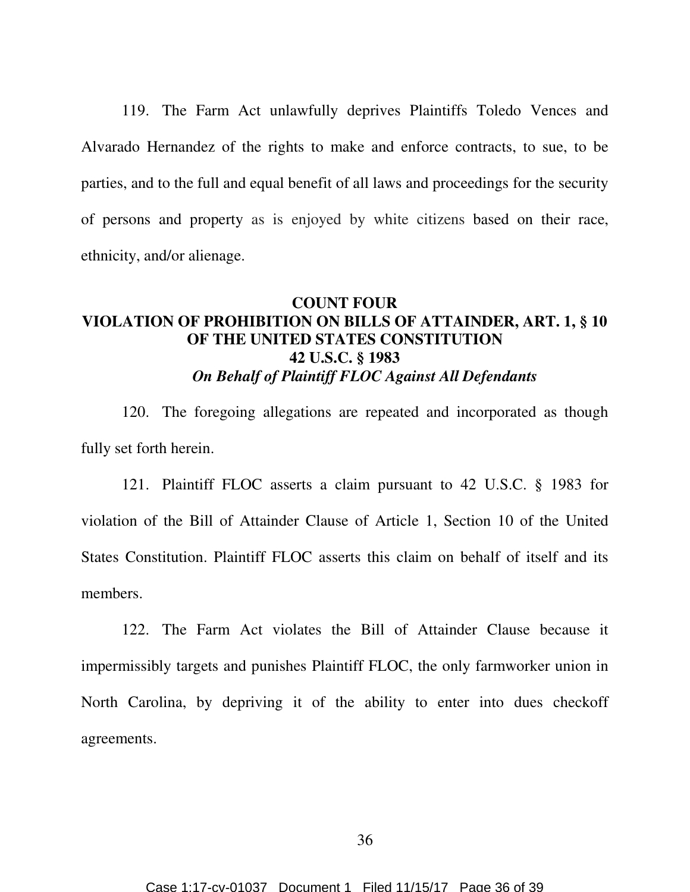119. The Farm Act unlawfully deprives Plaintiffs Toledo Vences and Alvarado Hernandez of the rights to make and enforce contracts, to sue, to be parties, and to the full and equal benefit of all laws and proceedings for the security of persons and property as is enjoyed by white citizens based on their race, ethnicity, and/or alienage.

**COUNT FOUR**
**VIOLATION OF PROHIBITION ON BILLS OF ATTAINDER, ART. 1, § 10 OF THE UNITED STATES CONSTITUTION**
**42 U.S.C. § 1983**
***On Behalf of Plaintiff FLOC Against All Defendants***

120. The foregoing allegations are repeated and incorporated as though fully set forth herein.

121. Plaintiff FLOC asserts a claim pursuant to 42 U.S.C. § 1983 for violation of the Bill of Attainder Clause of Article 1, Section 10 of the United States Constitution. Plaintiff FLOC asserts this claim on behalf of itself and its members.

122. The Farm Act violates the Bill of Attainder Clause because it impermissibly targets and punishes Plaintiff FLOC, the only farmworker union in North Carolina, by depriving it of the ability to enter into dues checkoff agreements.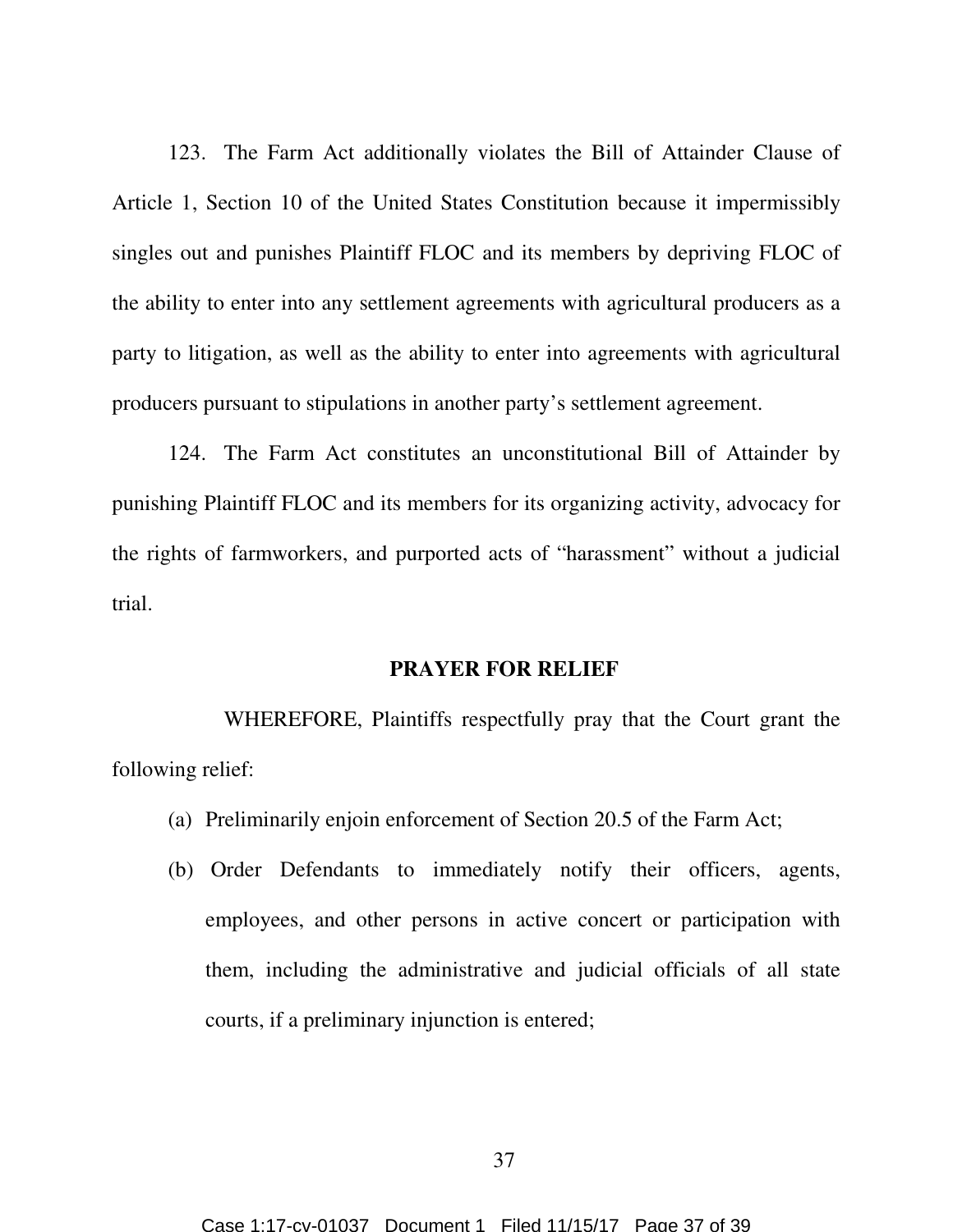123. The Farm Act additionally violates the Bill of Attainder Clause of Article 1, Section 10 of the United States Constitution because it impermissibly singles out and punishes Plaintiff FLOC and its members by depriving FLOC of the ability to enter into any settlement agreements with agricultural producers as a party to litigation, as well as the ability to enter into agreements with agricultural producers pursuant to stipulations in another party's settlement agreement.

124. The Farm Act constitutes an unconstitutional Bill of Attainder by punishing Plaintiff FLOC and its members for its organizing activity, advocacy for the rights of farmworkers, and purported acts of "harassment" without a judicial trial.

**PRAYER FOR RELIEF**

WHEREFORE, Plaintiffs respectfully pray that the Court grant the following relief:

(a) Preliminarily enjoin enforcement of Section 20.5 of the Farm Act;

(b) Order Defendants to immediately notify their officers, agents, employees, and other persons in active concert or participation with them, including the administrative and judicial officials of all state courts, if a preliminary injunction is entered;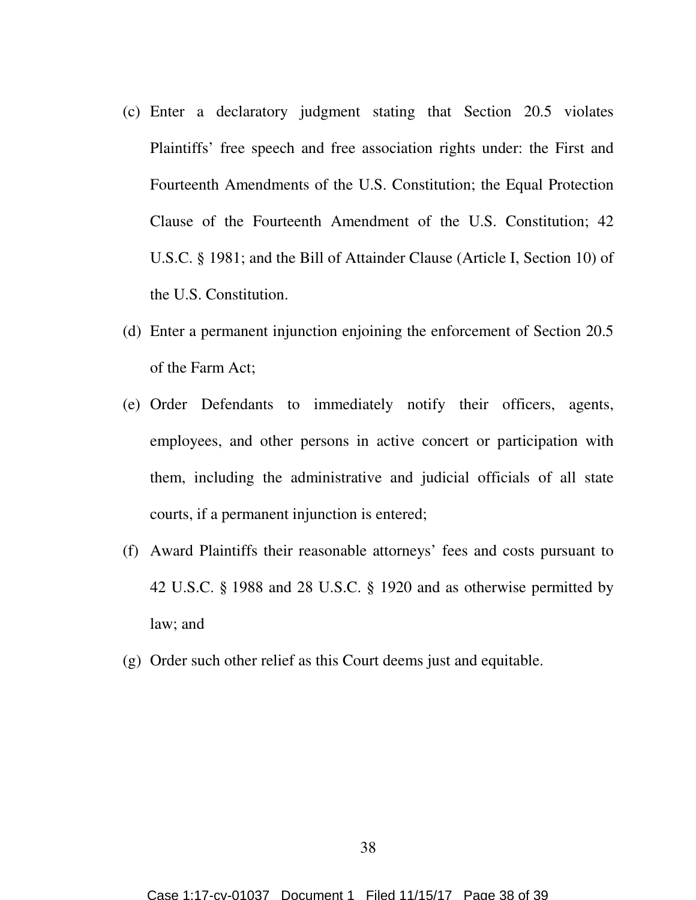(c) Enter a declaratory judgment stating that Section 20.5 violates Plaintiffs' free speech and free association rights under: the First and Fourteenth Amendments of the U.S. Constitution; the Equal Protection Clause of the Fourteenth Amendment of the U.S. Constitution; 42 U.S.C. § 1981; and the Bill of Attainder Clause (Article I, Section 10) of the U.S. Constitution.

(d) Enter a permanent injunction enjoining the enforcement of Section 20.5 of the Farm Act;

(e) Order Defendants to immediately notify their officers, agents, employees, and other persons in active concert or participation with them, including the administrative and judicial officials of all state courts, if a permanent injunction is entered;

(f) Award Plaintiffs their reasonable attorneys' fees and costs pursuant to 42 U.S.C. § 1988 and 28 U.S.C. § 1920 and as otherwise permitted by law; and

(g) Order such other relief as this Court deems just and equitable.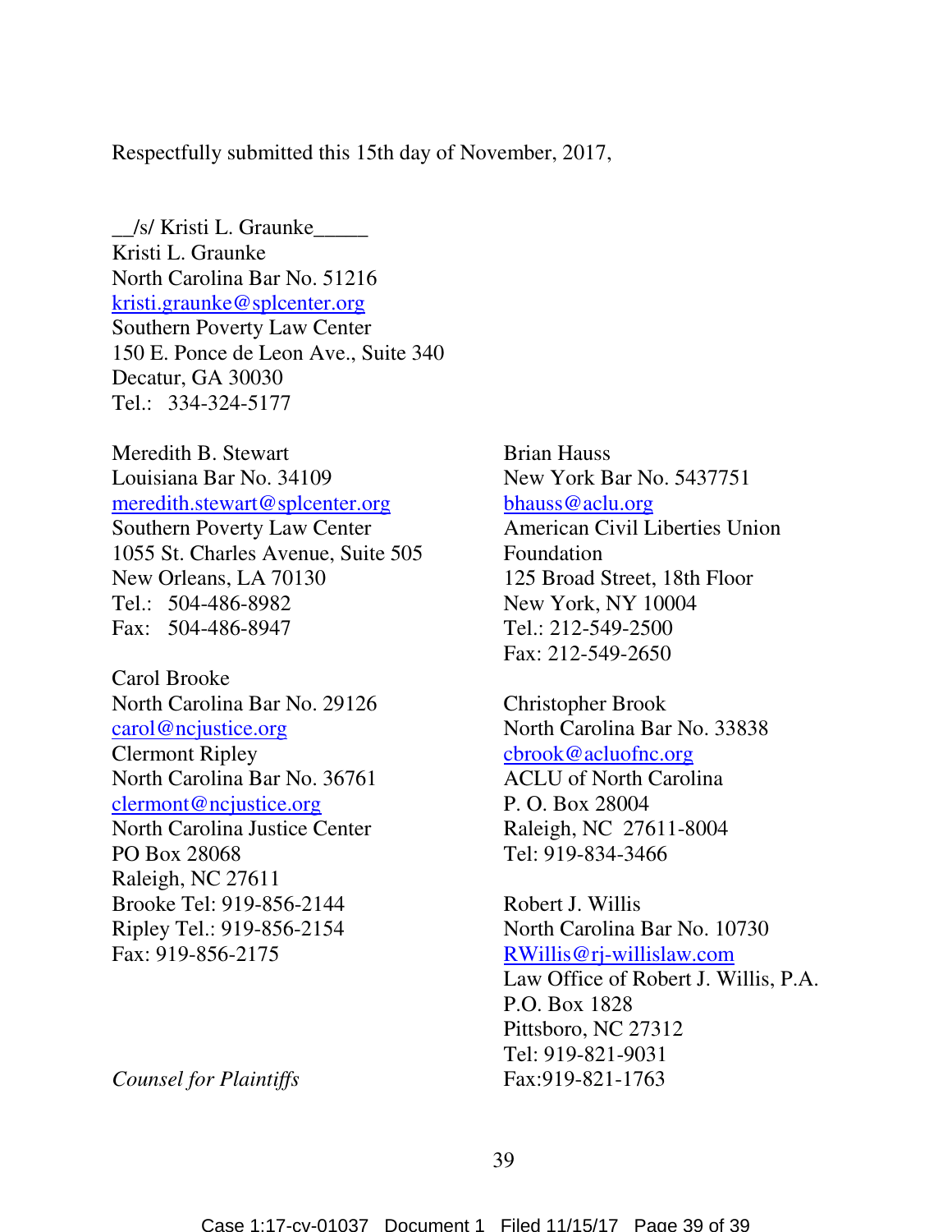Respectfully submitted this 15th day of November, 2017,

__/s/ Kristi L. Graunke_____
Kristi L. Graunke
North Carolina Bar No. 51216
kristi.graunke@splcenter.org
Southern Poverty Law Center
150 E. Ponce de Leon Ave., Suite 340
Decatur, GA 30030
Tel.: 334-324-5177

Meredith B. Stewart
Louisiana Bar No. 34109
meredith.stewart@splcenter.org
Southern Poverty Law Center
1055 St. Charles Avenue, Suite 505
New Orleans, LA 70130
Tel.: 504-486-8982
Fax: 504-486-8947

Carol Brooke
North Carolina Bar No. 29126
carol@ncjustice.org
Clermont Ripley
North Carolina Bar No. 36761
clermont@ncjustice.org
North Carolina Justice Center
PO Box 28068
Raleigh, NC 27611
Brooke Tel: 919-856-2144
Ripley Tel.: 919-856-2154
Fax: 919-856-2175

Brian Hauss
New York Bar No. 5437751
bhauss@aclu.org
American Civil Liberties Union Foundation
125 Broad Street, 18th Floor
New York, NY 10004
Tel.: 212-549-2500
Fax: 212-549-2650

Christopher Brook
North Carolina Bar No. 33838
cbrook@acluofnc.org
ACLU of North Carolina
P. O. Box 28004
Raleigh, NC 27611-8004
Tel: 919-834-3466

Robert J. Willis
North Carolina Bar No. 10730
RWillis@rj-willislaw.com
Law Office of Robert J. Willis, P.A.
P.O. Box 1828
Pittsboro, NC 27312
Tel: 919-821-9031
Fax:919-821-1763

*Counsel for Plaintiffs*